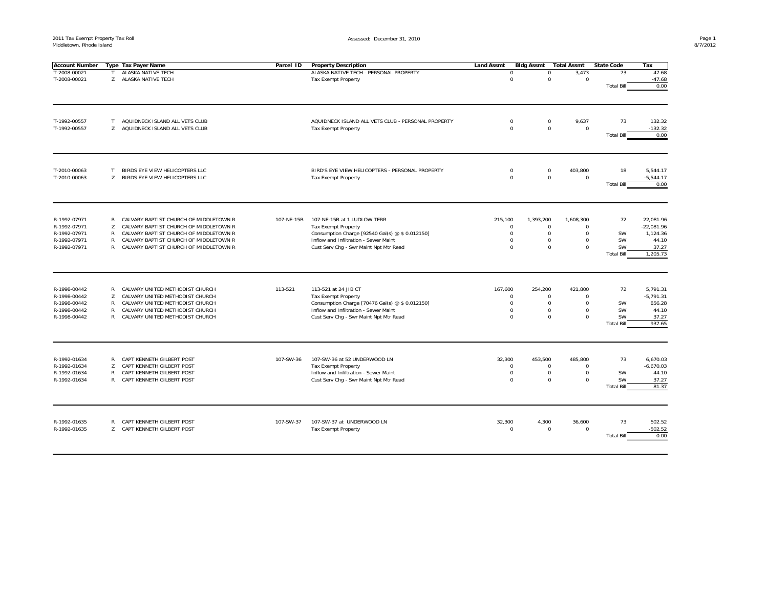2011 Tax Exempt Property Tax Roll
Middletown, Rhode Island

Assessed: December 31, 2010

| Account Number | Type | Tax Payer Name | Parcel ID | Property Description | Land Assmt | Bldg Assmt | Total Assmt | State Code | Tax |
|---|---|---|---|---|---|---|---|---|---|
| T-2008-00021 | T | ALASKA NATIVE TECH | | ALASKA NATIVE TECH - PERSONAL PROPERTY | 0 | 0 | 3,473 | 73 | 47.68 |
| T-2008-00021 | Z | ALASKA NATIVE TECH | | Tax Exempt Property | 0 | 0 | 0 | | -47.68 |
| | | | | | | | | Total Bill | 0.00 |
| T-1992-00557 | T | AQUIDNECK ISLAND ALL VETS CLUB | | AQUIDNECK ISLAND ALL VETS CLUB - PERSONAL PROPERTY | 0 | 0 | 9,637 | 73 | 132.32 |
| T-1992-00557 | Z | AQUIDNECK ISLAND ALL VETS CLUB | | Tax Exempt Property | 0 | 0 | 0 | | -132.32 |
| | | | | | | | | Total Bill | 0.00 |
| T-2010-00063 | T | BIRDS EYE VIEW HELICOPTERS LLC | | BIRD'S EYE VIEW HELICOPTERS - PERSONAL PROPERTY | 0 | 0 | 403,800 | 18 | 5,544.17 |
| T-2010-00063 | Z | BIRDS EYE VIEW HELICOPTERS LLC | | Tax Exempt Property | 0 | 0 | 0 | | -5,544.17 |
| | | | | | | | | Total Bill | 0.00 |
| R-1992-07971 | R | CALVARY BAPTIST CHURCH OF MIDDLETOWN R | 107-NE-15B | 107-NE-15B at 1 LUDLOW TERR | 215,100 | 1,393,200 | 1,608,300 | 72 | 22,081.96 |
| R-1992-07971 | Z | CALVARY BAPTIST CHURCH OF MIDDLETOWN R | | Tax Exempt Property | 0 | 0 | 0 | | -22,081.96 |
| R-1992-07971 | R | CALVARY BAPTIST CHURCH OF MIDDLETOWN R | | Consumption Charge [92540 Gal(s) @ $ 0.012150] | 0 | 0 | 0 | SW | 1,124.36 |
| R-1992-07971 | R | CALVARY BAPTIST CHURCH OF MIDDLETOWN R | | Inflow and Infiltration - Sewer Maint | 0 | 0 | 0 | SW | 44.10 |
| R-1992-07971 | R | CALVARY BAPTIST CHURCH OF MIDDLETOWN R | | Cust Serv Chg - Swr Maint Npt Mtr Read | 0 | 0 | 0 | SW | 37.27 |
| | | | | | | | | Total Bill | 1,205.73 |
| R-1998-00442 | R | CALVARY UNITED METHODIST CHURCH | 113-521 | 113-521 at 24 JIB CT | 167,600 | 254,200 | 421,800 | 72 | 5,791.31 |
| R-1998-00442 | Z | CALVARY UNITED METHODIST CHURCH | | Tax Exempt Property | 0 | 0 | 0 | | -5,791.31 |
| R-1998-00442 | R | CALVARY UNITED METHODIST CHURCH | | Consumption Charge [70476 Gal(s) @ $ 0.012150] | 0 | 0 | 0 | SW | 856.28 |
| R-1998-00442 | R | CALVARY UNITED METHODIST CHURCH | | Inflow and Infiltration - Sewer Maint | 0 | 0 | 0 | SW | 44.10 |
| R-1998-00442 | R | CALVARY UNITED METHODIST CHURCH | | Cust Serv Chg - Swr Maint Npt Mtr Read | 0 | 0 | 0 | SW | 37.27 |
| | | | | | | | | Total Bill | 937.65 |
| R-1992-01634 | R | CAPT KENNETH GILBERT POST | 107-SW-36 | 107-SW-36 at 52 UNDERWOOD LN | 32,300 | 453,500 | 485,800 | 73 | 6,670.03 |
| R-1992-01634 | Z | CAPT KENNETH GILBERT POST | | Tax Exempt Property | 0 | 0 | 0 | | -6,670.03 |
| R-1992-01634 | R | CAPT KENNETH GILBERT POST | | Inflow and Infiltration - Sewer Maint | 0 | 0 | 0 | SW | 44.10 |
| R-1992-01634 | R | CAPT KENNETH GILBERT POST | | Cust Serv Chg - Swr Maint Npt Mtr Read | 0 | 0 | 0 | SW | 37.27 |
| | | | | | | | | Total Bill | 81.37 |
| R-1992-01635 | R | CAPT KENNETH GILBERT POST | 107-SW-37 | 107-SW-37 at UNDERWOOD LN | 32,300 | 4,300 | 36,600 | 73 | 502.52 |
| R-1992-01635 | Z | CAPT KENNETH GILBERT POST | | Tax Exempt Property | 0 | 0 | 0 | | -502.52 |
| | | | | | | | | Total Bill | 0.00 |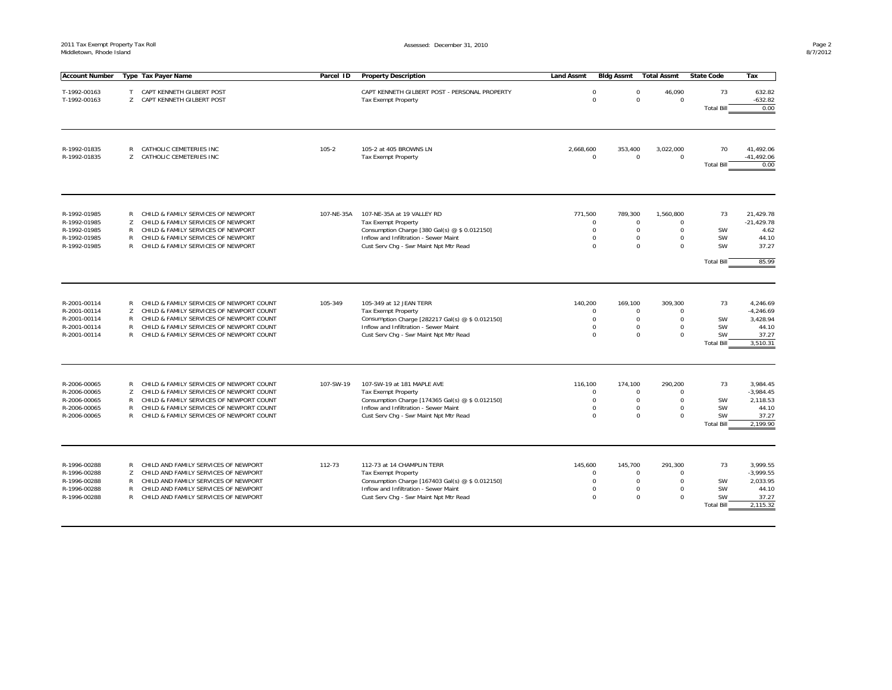| Account Number | Type | Tax Payer Name | Parcel ID | Property Description | Land Assmt | Bldg Assmt | Total Assmt | State Code | Tax |
|---|---|---|---|---|---|---|---|---|---|
| T-1992-00163 | T | CAPT KENNETH GILBERT POST | | CAPT KENNETH GILBERT POST - PERSONAL PROPERTY | 0 | 0 | 46,090 | 73 | 632.82 |
| T-1992-00163 | Z | CAPT KENNETH GILBERT POST | | Tax Exempt Property | 0 | 0 | 0 | | -632.82 |
| | | | | | | | | Total Bill | 0.00 |
| R-1992-01835 | R | CATHOLIC CEMETERIES INC | 105-2 | 105-2 at 405 BROWNS LN | 2,668,600 | 353,400 | 3,022,000 | 70 | 41,492.06 |
| R-1992-01835 | Z | CATHOLIC CEMETERIES INC | | Tax Exempt Property | 0 | 0 | 0 | | -41,492.06 |
| | | | | | | | | Total Bill | 0.00 |
| R-1992-01985 | R | CHILD & FAMILY SERVICES OF NEWPORT | 107-NE-35A | 107-NE-35A at 19 VALLEY RD | 771,500 | 789,300 | 1,560,800 | 73 | 21,429.78 |
| R-1992-01985 | Z | CHILD & FAMILY SERVICES OF NEWPORT | | Tax Exempt Property | 0 | 0 | 0 | | -21,429.78 |
| R-1992-01985 | R | CHILD & FAMILY SERVICES OF NEWPORT | | Consumption Charge [380 Gal(s) @ $ 0.012150] | 0 | 0 | 0 | SW | 4.62 |
| R-1992-01985 | R | CHILD & FAMILY SERVICES OF NEWPORT | | Inflow and Infiltration - Sewer Maint | 0 | 0 | 0 | SW | 44.10 |
| R-1992-01985 | R | CHILD & FAMILY SERVICES OF NEWPORT | | Cust Serv Chg - Swr Maint Npt Mtr Read | 0 | 0 | 0 | SW | 37.27 |
| | | | | | | | | Total Bill | 85.99 |
| R-2001-00114 | R | CHILD & FAMILY SERVICES OF NEWPORT COUNT | 105-349 | 105-349 at 12 JEAN TERR | 140,200 | 169,100 | 309,300 | 73 | 4,246.69 |
| R-2001-00114 | Z | CHILD & FAMILY SERVICES OF NEWPORT COUNT | | Tax Exempt Property | 0 | 0 | 0 | | -4,246.69 |
| R-2001-00114 | R | CHILD & FAMILY SERVICES OF NEWPORT COUNT | | Consumption Charge [282217 Gal(s) @ $ 0.012150] | 0 | 0 | 0 | SW | 3,428.94 |
| R-2001-00114 | R | CHILD & FAMILY SERVICES OF NEWPORT COUNT | | Inflow and Infiltration - Sewer Maint | 0 | 0 | 0 | SW | 44.10 |
| R-2001-00114 | R | CHILD & FAMILY SERVICES OF NEWPORT COUNT | | Cust Serv Chg - Swr Maint Npt Mtr Read | 0 | 0 | 0 | SW | 37.27 |
| | | | | | | | | Total Bill | 3,510.31 |
| R-2006-00065 | R | CHILD & FAMILY SERVICES OF NEWPORT COUNT | 107-SW-19 | 107-SW-19 at 181 MAPLE AVE | 116,100 | 174,100 | 290,200 | 73 | 3,984.45 |
| R-2006-00065 | Z | CHILD & FAMILY SERVICES OF NEWPORT COUNT | | Tax Exempt Property | 0 | 0 | 0 | | -3,984.45 |
| R-2006-00065 | R | CHILD & FAMILY SERVICES OF NEWPORT COUNT | | Consumption Charge [174365 Gal(s) @ $ 0.012150] | 0 | 0 | 0 | SW | 2,118.53 |
| R-2006-00065 | R | CHILD & FAMILY SERVICES OF NEWPORT COUNT | | Inflow and Infiltration - Sewer Maint | 0 | 0 | 0 | SW | 44.10 |
| R-2006-00065 | R | CHILD & FAMILY SERVICES OF NEWPORT COUNT | | Cust Serv Chg - Swr Maint Npt Mtr Read | 0 | 0 | 0 | SW | 37.27 |
| | | | | | | | | Total Bill | 2,199.90 |
| R-1996-00288 | R | CHILD AND FAMILY SERVICES OF NEWPORT | 112-73 | 112-73 at 14 CHAMPLIN TERR | 145,600 | 145,700 | 291,300 | 73 | 3,999.55 |
| R-1996-00288 | Z | CHILD AND FAMILY SERVICES OF NEWPORT | | Tax Exempt Property | 0 | 0 | 0 | | -3,999.55 |
| R-1996-00288 | R | CHILD AND FAMILY SERVICES OF NEWPORT | | Consumption Charge [167403 Gal(s) @ $ 0.012150] | 0 | 0 | 0 | SW | 2,033.95 |
| R-1996-00288 | R | CHILD AND FAMILY SERVICES OF NEWPORT | | Inflow and Infiltration - Sewer Maint | 0 | 0 | 0 | SW | 44.10 |
| R-1996-00288 | R | CHILD AND FAMILY SERVICES OF NEWPORT | | Cust Serv Chg - Swr Maint Npt Mtr Read | 0 | 0 | 0 | SW | 37.27 |
| | | | | | | | | Total Bill | 2,115.32 |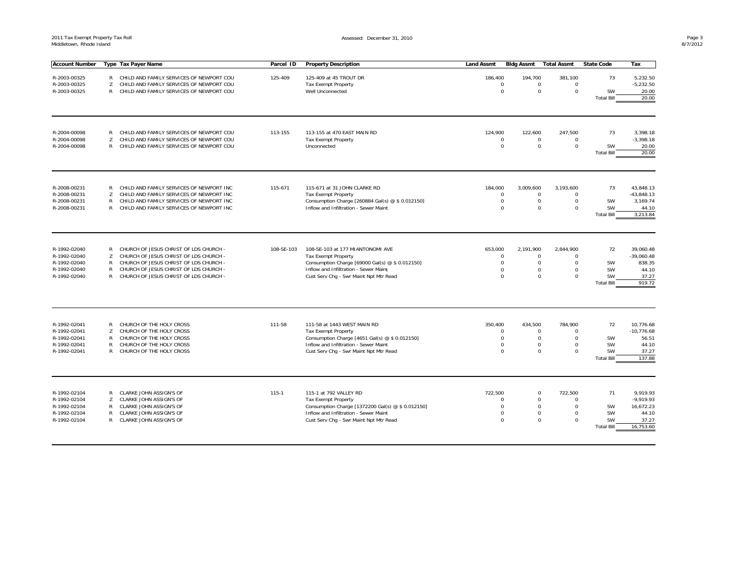| Account Number | Type | Tax Payer Name | Parcel ID | Property Description | Land Assmt | Bldg Assmt | Total Assmt | State Code | Tax |
|---|---|---|---|---|---|---|---|---|---|
| R-2003-00325 | R | CHILD AND FAMILY SERVICES OF NEWPORT COU | 125-409 | 125-409 at 45 TROUT DR | 186,400 | 194,700 | 381,100 | 73 | 5,232.50 |
| R-2003-00325 | Z | CHILD AND FAMILY SERVICES OF NEWPORT COU | | Tax Exempt Property | 0 | 0 | 0 | | -5,232.50 |
| R-2003-00325 | R | CHILD AND FAMILY SERVICES OF NEWPORT COU | | Well Unconnected | 0 | 0 | 0 | SW | 20.00 |
| | | | | | | | | Total Bill | 20.00 |
| R-2004-00098 | R | CHILD AND FAMILY SERVICES OF NEWPORT COU | 113-155 | 113-155 at 470 EAST MAIN RD | 124,900 | 122,600 | 247,500 | 73 | 3,398.18 |
| R-2004-00098 | Z | CHILD AND FAMILY SERVICES OF NEWPORT COU | | Tax Exempt Property | 0 | 0 | 0 | | -3,398.18 |
| R-2004-00098 | R | CHILD AND FAMILY SERVICES OF NEWPORT COU | | Unconnected | 0 | 0 | 0 | SW | 20.00 |
| | | | | | | | | Total Bill | 20.00 |
| R-2008-00231 | R | CHILD AND FAMILY SERVICES OF NEWPORT INC | 115-671 | 115-671 at 31 JOHN CLARKE RD | 184,000 | 3,009,600 | 3,193,600 | 73 | 43,848.13 |
| R-2008-00231 | Z | CHILD AND FAMILY SERVICES OF NEWPORT INC | | Tax Exempt Property | 0 | 0 | 0 | | -43,848.13 |
| R-2008-00231 | R | CHILD AND FAMILY SERVICES OF NEWPORT INC | | Consumption Charge [260884 Gal(s) @ $ 0.012150] | 0 | 0 | 0 | SW | 3,169.74 |
| R-2008-00231 | R | CHILD AND FAMILY SERVICES OF NEWPORT INC | | Inflow and Infiltration - Sewer Maint | 0 | 0 | 0 | SW | 44.10 |
| | | | | | | | | Total Bill | 3,213.84 |
| R-1992-02040 | R | CHURCH OF JESUS CHRIST OF LDS CHURCH - | 108-SE-103 | 108-SE-103 at 177 MIANTONOMI AVE | 653,000 | 2,191,900 | 2,844,900 | 72 | 39,060.48 |
| R-1992-02040 | Z | CHURCH OF JESUS CHRIST OF LDS CHURCH - | | Tax Exempt Property | 0 | 0 | 0 | | -39,060.48 |
| R-1992-02040 | R | CHURCH OF JESUS CHRIST OF LDS CHURCH - | | Consumption Charge [69000 Gal(s) @ $ 0.012150] | 0 | 0 | 0 | SW | 838.35 |
| R-1992-02040 | R | CHURCH OF JESUS CHRIST OF LDS CHURCH - | | Inflow and Infiltration - Sewer Maint | 0 | 0 | 0 | SW | 44.10 |
| R-1992-02040 | R | CHURCH OF JESUS CHRIST OF LDS CHURCH - | | Cust Serv Chg - Swr Maint Npt Mtr Read | 0 | 0 | 0 | SW | 37.27 |
| | | | | | | | | Total Bill | 919.72 |
| R-1992-02041 | R | CHURCH OF THE HOLY CROSS | 111-58 | 111-58 at 1443 WEST MAIN RD | 350,400 | 434,500 | 784,900 | 72 | 10,776.68 |
| R-1992-02041 | Z | CHURCH OF THE HOLY CROSS | | Tax Exempt Property | 0 | 0 | 0 | | -10,776.68 |
| R-1992-02041 | R | CHURCH OF THE HOLY CROSS | | Consumption Charge [4651 Gal(s) @ $ 0.012150] | 0 | 0 | 0 | SW | 56.51 |
| R-1992-02041 | R | CHURCH OF THE HOLY CROSS | | Inflow and Infiltration - Sewer Maint | 0 | 0 | 0 | SW | 44.10 |
| R-1992-02041 | R | CHURCH OF THE HOLY CROSS | | Cust Serv Chg - Swr Maint Npt Mtr Read | 0 | 0 | 0 | SW | 37.27 |
| | | | | | | | | Total Bill | 137.88 |
| R-1992-02104 | R | CLARKE JOHN ASSIGN'S OF | 115-1 | 115-1 at 792 VALLEY RD | 722,500 | 0 | 722,500 | 71 | 9,919.93 |
| R-1992-02104 | Z | CLARKE JOHN ASSIGN'S OF | | Tax Exempt Property | 0 | 0 | 0 | | -9,919.93 |
| R-1992-02104 | R | CLARKE JOHN ASSIGN'S OF | | Consumption Charge [1372200 Gal(s) @ $ 0.012150] | 0 | 0 | 0 | SW | 16,672.23 |
| R-1992-02104 | R | CLARKE JOHN ASSIGN'S OF | | Inflow and Infiltration - Sewer Maint | 0 | 0 | 0 | SW | 44.10 |
| R-1992-02104 | R | CLARKE JOHN ASSIGN'S OF | | Cust Serv Chg - Swr Maint Npt Mtr Read | 0 | 0 | 0 | SW | 37.27 |
| | | | | | | | | Total Bill | 16,753.60 |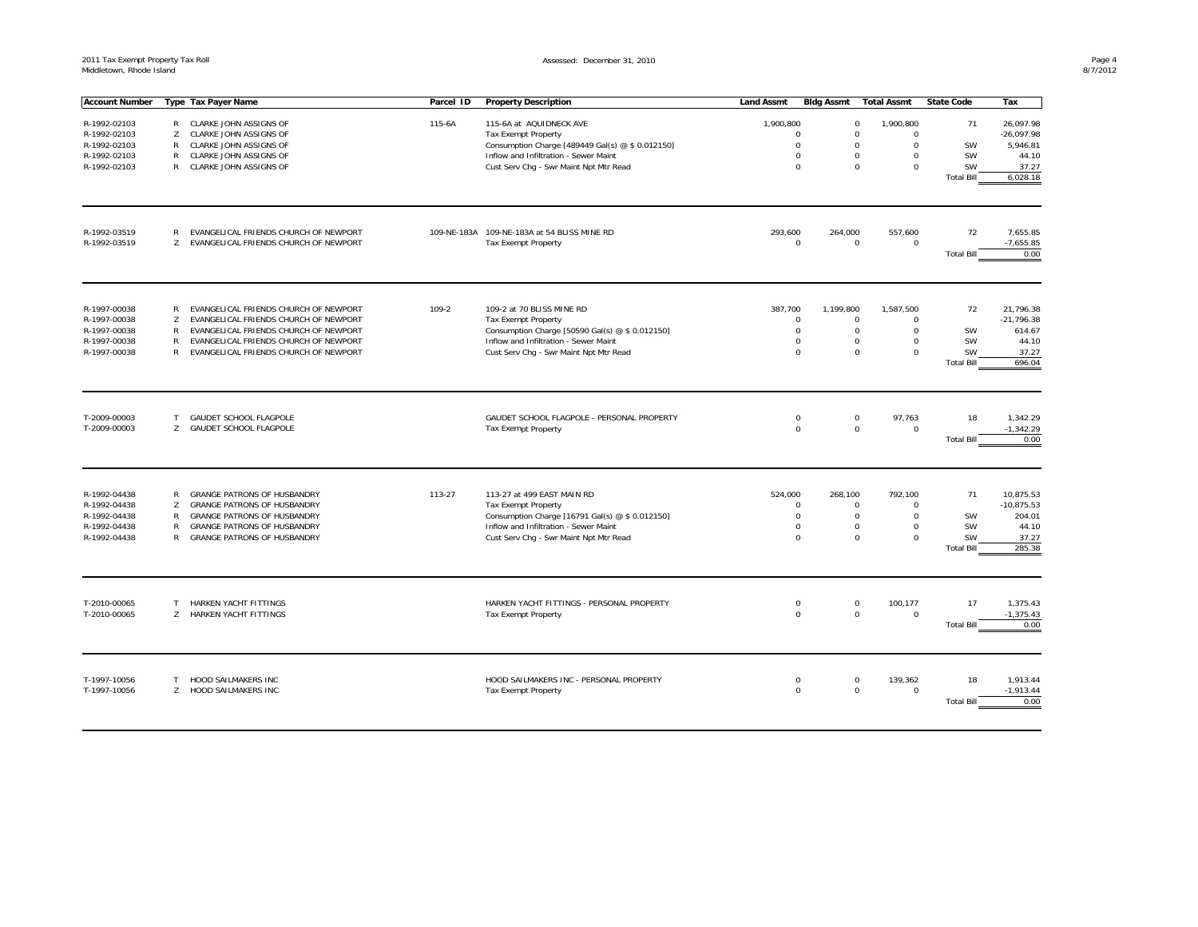2011 Tax Exempt Property Tax Roll
Middletown, Rhode Island

Assessed: December 31, 2010

| Account Number | Type | Tax Payer Name | Parcel ID | Property Description | Land Assmt | Bldg Assmt | Total Assmt | State Code | Tax |
|---|---|---|---|---|---|---|---|---|---|
| R-1992-02103 | R | CLARKE JOHN ASSIGNS OF | 115-6A | 115-6A at AQUIDNECK AVE | 1,900,800 | 0 | 1,900,800 | 71 | 26,097.98 |
| R-1992-02103 | Z | CLARKE JOHN ASSIGNS OF | | Tax Exempt Property | 0 | 0 | 0 | | -26,097.98 |
| R-1992-02103 | R | CLARKE JOHN ASSIGNS OF | | Consumption Charge [489449 Gal(s) @ $ 0.012150] | 0 | 0 | 0 | SW | 5,946.81 |
| R-1992-02103 | R | CLARKE JOHN ASSIGNS OF | | Inflow and Infiltration - Sewer Maint | 0 | 0 | 0 | SW | 44.10 |
| R-1992-02103 | R | CLARKE JOHN ASSIGNS OF | | Cust Serv Chg - Swr Maint Npt Mtr Read | 0 | 0 | 0 | SW | 37.27 |
| | | | | | | | | Total Bill | 6,028.18 |
| R-1992-03519 | R | EVANGELICAL FRIENDS CHURCH OF NEWPORT | 109-NE-183A | 109-NE-183A at 54 BLISS MINE RD | 293,600 | 264,000 | 557,600 | 72 | 7,655.85 |
| R-1992-03519 | Z | EVANGELICAL FRIENDS CHURCH OF NEWPORT | | Tax Exempt Property | 0 | 0 | 0 | | -7,655.85 |
| | | | | | | | | Total Bill | 0.00 |
| R-1997-00038 | R | EVANGELICAL FRIENDS CHURCH OF NEWPORT | 109-2 | 109-2 at 70 BLISS MINE RD | 387,700 | 1,199,800 | 1,587,500 | 72 | 21,796.38 |
| R-1997-00038 | Z | EVANGELICAL FRIENDS CHURCH OF NEWPORT | | Tax Exempt Property | 0 | 0 | 0 | | -21,796.38 |
| R-1997-00038 | R | EVANGELICAL FRIENDS CHURCH OF NEWPORT | | Consumption Charge [50590 Gal(s) @ $ 0.012150] | 0 | 0 | 0 | SW | 614.67 |
| R-1997-00038 | R | EVANGELICAL FRIENDS CHURCH OF NEWPORT | | Inflow and Infiltration - Sewer Maint | 0 | 0 | 0 | SW | 44.10 |
| R-1997-00038 | R | EVANGELICAL FRIENDS CHURCH OF NEWPORT | | Cust Serv Chg - Swr Maint Npt Mtr Read | 0 | 0 | 0 | SW | 37.27 |
| | | | | | | | | Total Bill | 696.04 |
| T-2009-00003 | T | GAUDET SCHOOL FLAGPOLE | | GAUDET SCHOOL FLAGPOLE - PERSONAL PROPERTY | 0 | 0 | 97,763 | 18 | 1,342.29 |
| T-2009-00003 | Z | GAUDET SCHOOL FLAGPOLE | | Tax Exempt Property | 0 | 0 | 0 | | -1,342.29 |
| | | | | | | | | Total Bill | 0.00 |
| R-1992-04438 | R | GRANGE PATRONS OF HUSBANDRY | 113-27 | 113-27 at 499 EAST MAIN RD | 524,000 | 268,100 | 792,100 | 71 | 10,875.53 |
| R-1992-04438 | Z | GRANGE PATRONS OF HUSBANDRY | | Tax Exempt Property | 0 | 0 | 0 | | -10,875.53 |
| R-1992-04438 | R | GRANGE PATRONS OF HUSBANDRY | | Consumption Charge [16791 Gal(s) @ $ 0.012150] | 0 | 0 | 0 | SW | 204.01 |
| R-1992-04438 | R | GRANGE PATRONS OF HUSBANDRY | | Inflow and Infiltration - Sewer Maint | 0 | 0 | 0 | SW | 44.10 |
| R-1992-04438 | R | GRANGE PATRONS OF HUSBANDRY | | Cust Serv Chg - Swr Maint Npt Mtr Read | 0 | 0 | 0 | SW | 37.27 |
| | | | | | | | | Total Bill | 285.38 |
| T-2010-00065 | T | HARKEN YACHT FITTINGS | | HARKEN YACHT FITTINGS - PERSONAL PROPERTY | 0 | 0 | 100,177 | 17 | 1,375.43 |
| T-2010-00065 | Z | HARKEN YACHT FITTINGS | | Tax Exempt Property | 0 | 0 | 0 | | -1,375.43 |
| | | | | | | | | Total Bill | 0.00 |
| T-1997-10056 | T | HOOD SAILMAKERS INC | | HOOD SAILMAKERS INC - PERSONAL PROPERTY | 0 | 0 | 139,362 | 18 | 1,913.44 |
| T-1997-10056 | Z | HOOD SAILMAKERS INC | | Tax Exempt Property | 0 | 0 | 0 | | -1,913.44 |
| | | | | | | | | Total Bill | 0.00 |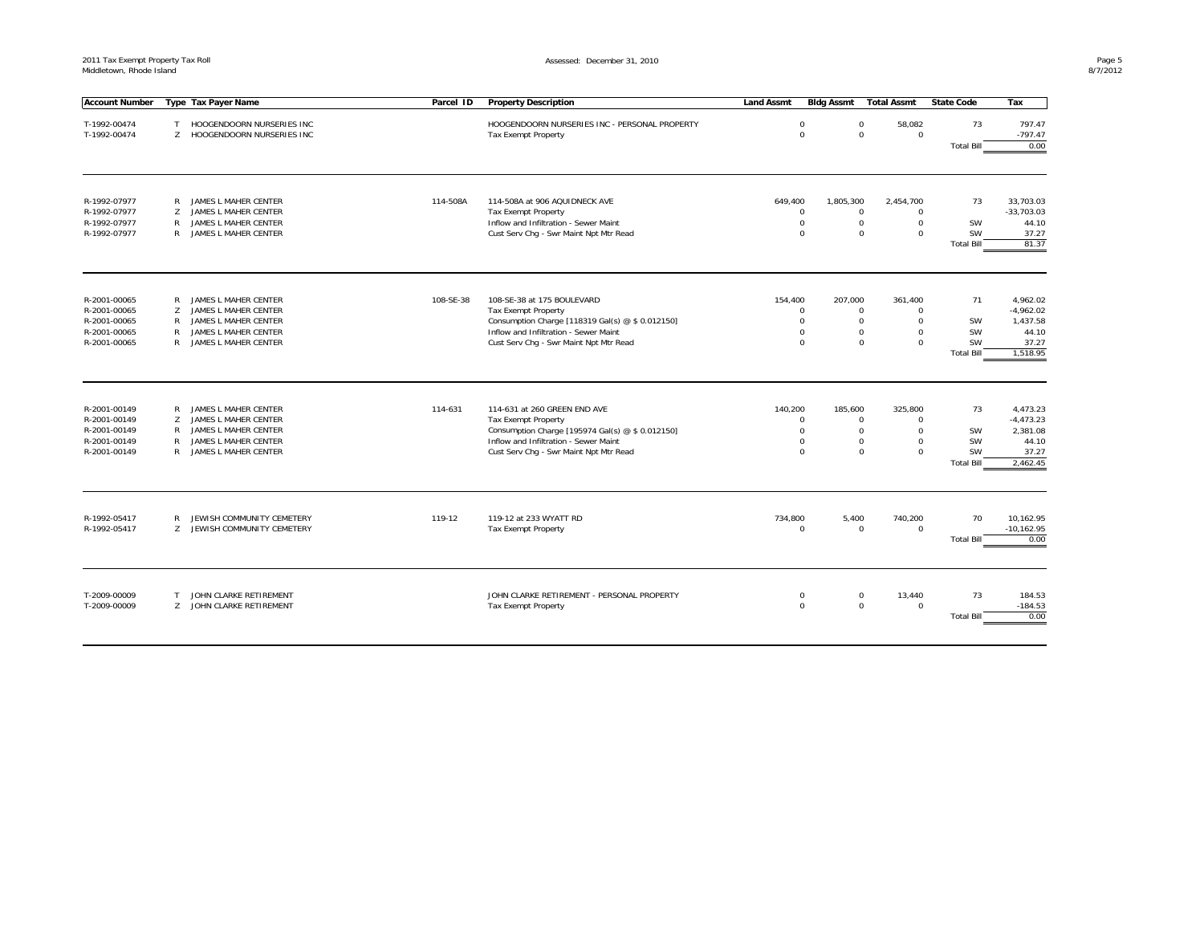| Account Number | Type | Tax Payer Name | Parcel ID | Property Description | Land Assmt | Bldg Assmt | Total Assmt | State Code | Tax |
|---|---|---|---|---|---|---|---|---|---|
| T-1992-00474 | T | HOOGENDOORN NURSERIES INC | | HOOGENDOORN NURSERIES INC - PERSONAL PROPERTY | 0 | 0 | 58,082 | 73 | 797.47 |
| T-1992-00474 | Z | HOOGENDOORN NURSERIES INC | | Tax Exempt Property | 0 | 0 | 0 | | -797.47 |
| | | | | | | | | Total Bill | 0.00 |
| R-1992-07977 | R | JAMES L MAHER CENTER | 114-508A | 114-508A at 906 AQUIDNECK AVE | 649,400 | 1,805,300 | 2,454,700 | 73 | 33,703.03 |
| R-1992-07977 | Z | JAMES L MAHER CENTER | | Tax Exempt Property | 0 | 0 | 0 | | -33,703.03 |
| R-1992-07977 | R | JAMES L MAHER CENTER | | Inflow and Infiltration - Sewer Maint | 0 | 0 | 0 | SW | 44.10 |
| R-1992-07977 | R | JAMES L MAHER CENTER | | Cust Serv Chg - Swr Maint Npt Mtr Read | 0 | 0 | 0 | SW | 37.27 |
| | | | | | | | | Total Bill | 81.37 |
| R-2001-00065 | R | JAMES L MAHER CENTER | 108-SE-38 | 108-SE-38 at 175 BOULEVARD | 154,400 | 207,000 | 361,400 | 71 | 4,962.02 |
| R-2001-00065 | Z | JAMES L MAHER CENTER | | Tax Exempt Property | 0 | 0 | 0 | | -4,962.02 |
| R-2001-00065 | R | JAMES L MAHER CENTER | | Consumption Charge [118319 Gal(s) @ $ 0.012150] | 0 | 0 | 0 | SW | 1,437.58 |
| R-2001-00065 | R | JAMES L MAHER CENTER | | Inflow and Infiltration - Sewer Maint | 0 | 0 | 0 | SW | 44.10 |
| R-2001-00065 | R | JAMES L MAHER CENTER | | Cust Serv Chg - Swr Maint Npt Mtr Read | 0 | 0 | 0 | SW | 37.27 |
| | | | | | | | | Total Bill | 1,518.95 |
| R-2001-00149 | R | JAMES L MAHER CENTER | 114-631 | 114-631 at 260 GREEN END AVE | 140,200 | 185,600 | 325,800 | 73 | 4,473.23 |
| R-2001-00149 | Z | JAMES L MAHER CENTER | | Tax Exempt Property | 0 | 0 | 0 | | -4,473.23 |
| R-2001-00149 | R | JAMES L MAHER CENTER | | Consumption Charge [195974 Gal(s) @ $ 0.012150] | 0 | 0 | 0 | SW | 2,381.08 |
| R-2001-00149 | R | JAMES L MAHER CENTER | | Inflow and Infiltration - Sewer Maint | 0 | 0 | 0 | SW | 44.10 |
| R-2001-00149 | R | JAMES L MAHER CENTER | | Cust Serv Chg - Swr Maint Npt Mtr Read | 0 | 0 | 0 | SW | 37.27 |
| | | | | | | | | Total Bill | 2,462.45 |
| R-1992-05417 | R | JEWISH COMMUNITY CEMETERY | 119-12 | 119-12 at 233 WYATT RD | 734,800 | 5,400 | 740,200 | 70 | 10,162.95 |
| R-1992-05417 | Z | JEWISH COMMUNITY CEMETERY | | Tax Exempt Property | 0 | 0 | 0 | | -10,162.95 |
| | | | | | | | | Total Bill | 0.00 |
| T-2009-00009 | T | JOHN CLARKE RETIREMENT | | JOHN CLARKE RETIREMENT - PERSONAL PROPERTY | 0 | 0 | 13,440 | 73 | 184.53 |
| T-2009-00009 | Z | JOHN CLARKE RETIREMENT | | Tax Exempt Property | 0 | 0 | 0 | | -184.53 |
| | | | | | | | | Total Bill | 0.00 |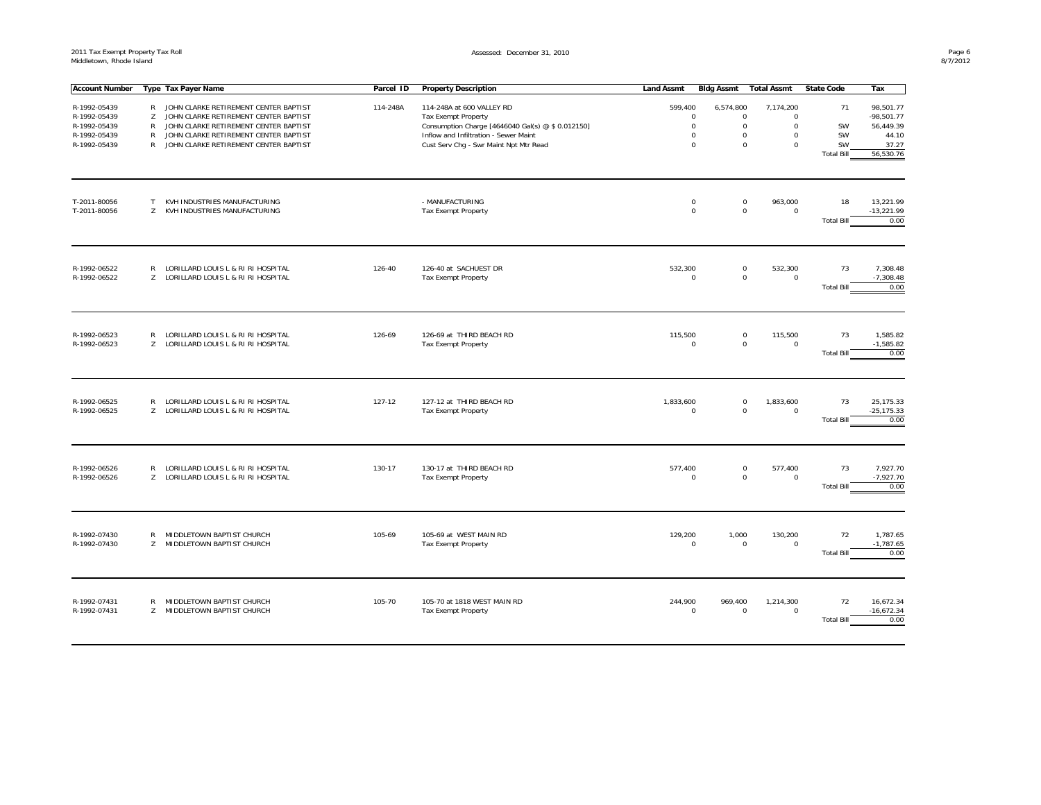2011 Tax Exempt Property Tax Roll
Middletown, Rhode Island

Assessed: December 31, 2010

| Account Number | Type | Tax Payer Name | Parcel ID | Property Description | Land Assmt | Bldg Assmt | Total Assmt | State Code | Tax |
|---|---|---|---|---|---|---|---|---|---|
| R-1992-05439 | R | JOHN CLARKE RETIREMENT CENTER BAPTIST | 114-248A | 114-248A at 600 VALLEY RD | 599,400 | 6,574,800 | 7,174,200 | 71 | 98,501.77 |
| R-1992-05439 | Z | JOHN CLARKE RETIREMENT CENTER BAPTIST | | Tax Exempt Property | 0 | 0 | 0 | | -98,501.77 |
| R-1992-05439 | R | JOHN CLARKE RETIREMENT CENTER BAPTIST | | Consumption Charge [4646040 Gal(s) @ $ 0.012150] | 0 | 0 | 0 | SW | 56,449.39 |
| R-1992-05439 | R | JOHN CLARKE RETIREMENT CENTER BAPTIST | | Inflow and Infiltration - Sewer Maint | 0 | 0 | 0 | SW | 44.10 |
| R-1992-05439 | R | JOHN CLARKE RETIREMENT CENTER BAPTIST | | Cust Serv Chg - Swr Maint Npt Mtr Read | 0 | 0 | 0 | SW | 37.27 |
| | | | | | | | | Total Bill | 56,530.76 |
| T-2011-80056 | T | KVH INDUSTRIES MANUFACTURING | | - MANUFACTURING | 0 | 0 | 963,000 | 18 | 13,221.99 |
| T-2011-80056 | Z | KVH INDUSTRIES MANUFACTURING | | Tax Exempt Property | 0 | 0 | 0 | | -13,221.99 |
| | | | | | | | | Total Bill | 0.00 |
| R-1992-06522 | R | LORILLARD LOUIS L & RI RI HOSPITAL | 126-40 | 126-40 at SACHUEST DR | 532,300 | 0 | 532,300 | 73 | 7,308.48 |
| R-1992-06522 | Z | LORILLARD LOUIS L & RI RI HOSPITAL | | Tax Exempt Property | 0 | 0 | 0 | | -7,308.48 |
| | | | | | | | | Total Bill | 0.00 |
| R-1992-06523 | R | LORILLARD LOUIS L & RI RI HOSPITAL | 126-69 | 126-69 at THIRD BEACH RD | 115,500 | 0 | 115,500 | 73 | 1,585.82 |
| R-1992-06523 | Z | LORILLARD LOUIS L & RI RI HOSPITAL | | Tax Exempt Property | 0 | 0 | 0 | | -1,585.82 |
| | | | | | | | | Total Bill | 0.00 |
| R-1992-06525 | R | LORILLARD LOUIS L & RI RI HOSPITAL | 127-12 | 127-12 at THIRD BEACH RD | 1,833,600 | 0 | 1,833,600 | 73 | 25,175.33 |
| R-1992-06525 | Z | LORILLARD LOUIS L & RI RI HOSPITAL | | Tax Exempt Property | 0 | 0 | 0 | | -25,175.33 |
| | | | | | | | | Total Bill | 0.00 |
| R-1992-06526 | R | LORILLARD LOUIS L & RI RI HOSPITAL | 130-17 | 130-17 at THIRD BEACH RD | 577,400 | 0 | 577,400 | 73 | 7,927.70 |
| R-1992-06526 | Z | LORILLARD LOUIS L & RI RI HOSPITAL | | Tax Exempt Property | 0 | 0 | 0 | | -7,927.70 |
| | | | | | | | | Total Bill | 0.00 |
| R-1992-07430 | R | MIDDLETOWN BAPTIST CHURCH | 105-69 | 105-69 at WEST MAIN RD | 129,200 | 1,000 | 130,200 | 72 | 1,787.65 |
| R-1992-07430 | Z | MIDDLETOWN BAPTIST CHURCH | | Tax Exempt Property | 0 | 0 | 0 | | -1,787.65 |
| | | | | | | | | Total Bill | 0.00 |
| R-1992-07431 | R | MIDDLETOWN BAPTIST CHURCH | 105-70 | 105-70 at 1818 WEST MAIN RD | 244,900 | 969,400 | 1,214,300 | 72 | 16,672.34 |
| R-1992-07431 | Z | MIDDLETOWN BAPTIST CHURCH | | Tax Exempt Property | 0 | 0 | 0 | | -16,672.34 |
| | | | | | | | | Total Bill | 0.00 |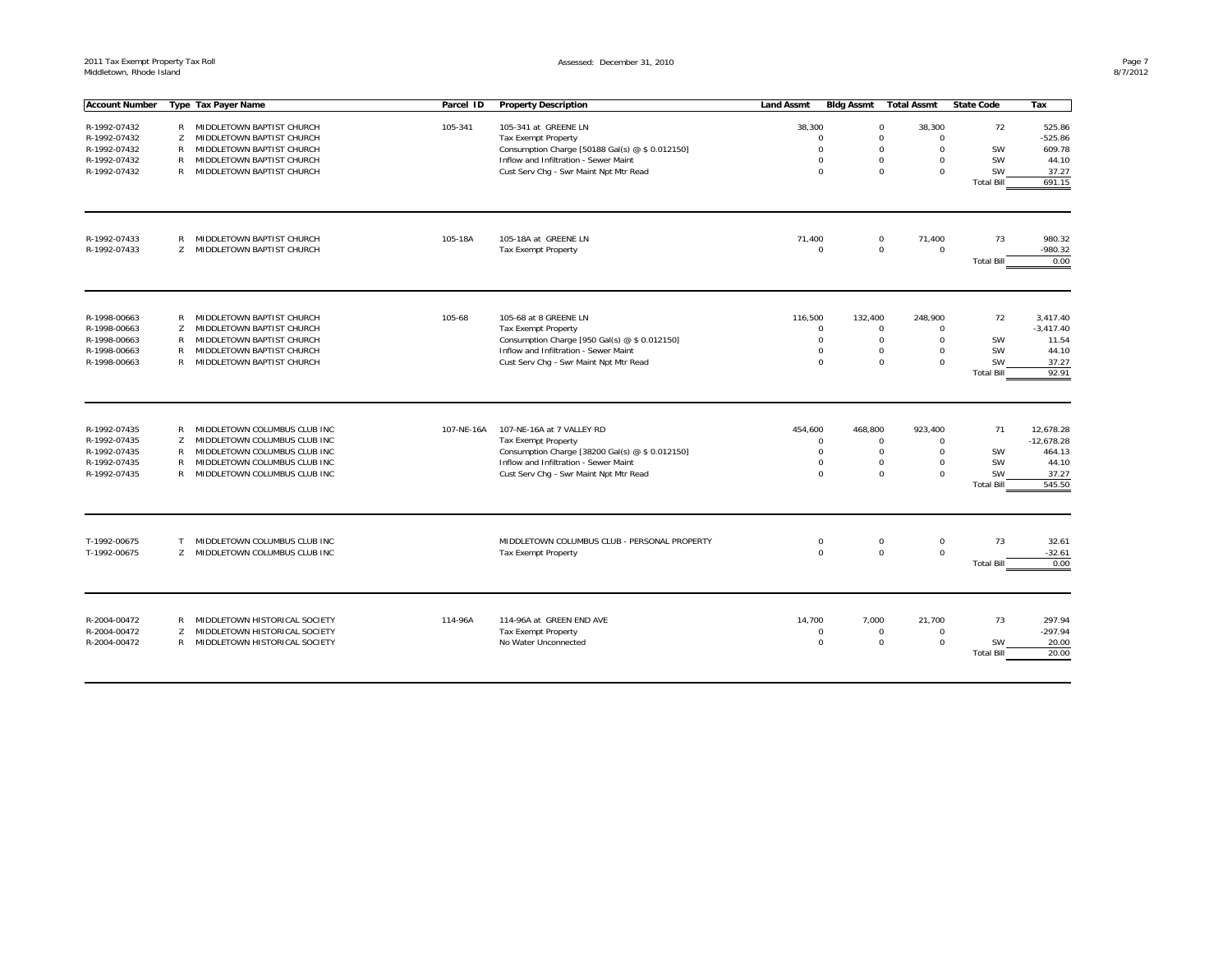2011 Tax Exempt Property Tax Roll
Middletown, Rhode Island

Assessed: December 31, 2010

| Account Number | Type | Tax Payer Name | Parcel ID | Property Description | Land Assmt | Bldg Assmt | Total Assmt | State Code | Tax |
|---|---|---|---|---|---|---|---|---|---|
| R-1992-07432 | R | MIDDLETOWN BAPTIST CHURCH | 105-341 | 105-341 at GREENE LN | 38,300 | 0 | 38,300 | 72 | 525.86 |
| R-1992-07432 | Z | MIDDLETOWN BAPTIST CHURCH | | Tax Exempt Property | 0 | 0 | 0 | | -525.86 |
| R-1992-07432 | R | MIDDLETOWN BAPTIST CHURCH | | Consumption Charge [50188 Gal(s) @ $ 0.012150] | 0 | 0 | 0 | SW | 609.78 |
| R-1992-07432 | R | MIDDLETOWN BAPTIST CHURCH | | Inflow and Infiltration - Sewer Maint | 0 | 0 | 0 | SW | 44.10 |
| R-1992-07432 | R | MIDDLETOWN BAPTIST CHURCH | | Cust Serv Chg - Swr Maint Npt Mtr Read | 0 | 0 | 0 | SW | 37.27 |
| | | | | | | | | Total Bill | 691.15 |
| R-1992-07433 | R | MIDDLETOWN BAPTIST CHURCH | 105-18A | 105-18A at GREENE LN | 71,400 | 0 | 71,400 | 73 | 980.32 |
| R-1992-07433 | Z | MIDDLETOWN BAPTIST CHURCH | | Tax Exempt Property | 0 | 0 | 0 | | -980.32 |
| | | | | | | | | Total Bill | 0.00 |
| R-1998-00663 | R | MIDDLETOWN BAPTIST CHURCH | 105-68 | 105-68 at 8 GREENE LN | 116,500 | 132,400 | 248,900 | 72 | 3,417.40 |
| R-1998-00663 | Z | MIDDLETOWN BAPTIST CHURCH | | Tax Exempt Property | 0 | 0 | 0 | | -3,417.40 |
| R-1998-00663 | R | MIDDLETOWN BAPTIST CHURCH | | Consumption Charge [950 Gal(s) @ $ 0.012150] | 0 | 0 | 0 | SW | 11.54 |
| R-1998-00663 | R | MIDDLETOWN BAPTIST CHURCH | | Inflow and Infiltration - Sewer Maint | 0 | 0 | 0 | SW | 44.10 |
| R-1998-00663 | R | MIDDLETOWN BAPTIST CHURCH | | Cust Serv Chg - Swr Maint Npt Mtr Read | 0 | 0 | 0 | SW | 37.27 |
| | | | | | | | | Total Bill | 92.91 |
| R-1992-07435 | R | MIDDLETOWN COLUMBUS CLUB INC | 107-NE-16A | 107-NE-16A at 7 VALLEY RD | 454,600 | 468,800 | 923,400 | 71 | 12,678.28 |
| R-1992-07435 | Z | MIDDLETOWN COLUMBUS CLUB INC | | Tax Exempt Property | 0 | 0 | 0 | | -12,678.28 |
| R-1992-07435 | R | MIDDLETOWN COLUMBUS CLUB INC | | Consumption Charge [38200 Gal(s) @ $ 0.012150] | 0 | 0 | 0 | SW | 464.13 |
| R-1992-07435 | R | MIDDLETOWN COLUMBUS CLUB INC | | Inflow and Infiltration - Sewer Maint | 0 | 0 | 0 | SW | 44.10 |
| R-1992-07435 | R | MIDDLETOWN COLUMBUS CLUB INC | | Cust Serv Chg - Swr Maint Npt Mtr Read | 0 | 0 | 0 | SW | 37.27 |
| | | | | | | | | Total Bill | 545.50 |
| T-1992-00675 | T | MIDDLETOWN COLUMBUS CLUB INC | | MIDDLETOWN COLUMBUS CLUB - PERSONAL PROPERTY | 0 | 0 | 0 | 73 | 32.61 |
| T-1992-00675 | Z | MIDDLETOWN COLUMBUS CLUB INC | | Tax Exempt Property | 0 | 0 | 0 | | -32.61 |
| | | | | | | | | Total Bill | 0.00 |
| R-2004-00472 | R | MIDDLETOWN HISTORICAL SOCIETY | 114-96A | 114-96A at GREEN END AVE | 14,700 | 7,000 | 21,700 | 73 | 297.94 |
| R-2004-00472 | Z | MIDDLETOWN HISTORICAL SOCIETY | | Tax Exempt Property | 0 | 0 | 0 | | -297.94 |
| R-2004-00472 | R | MIDDLETOWN HISTORICAL SOCIETY | | No Water Unconnected | 0 | 0 | 0 | SW | 20.00 |
| | | | | | | | | Total Bill | 20.00 |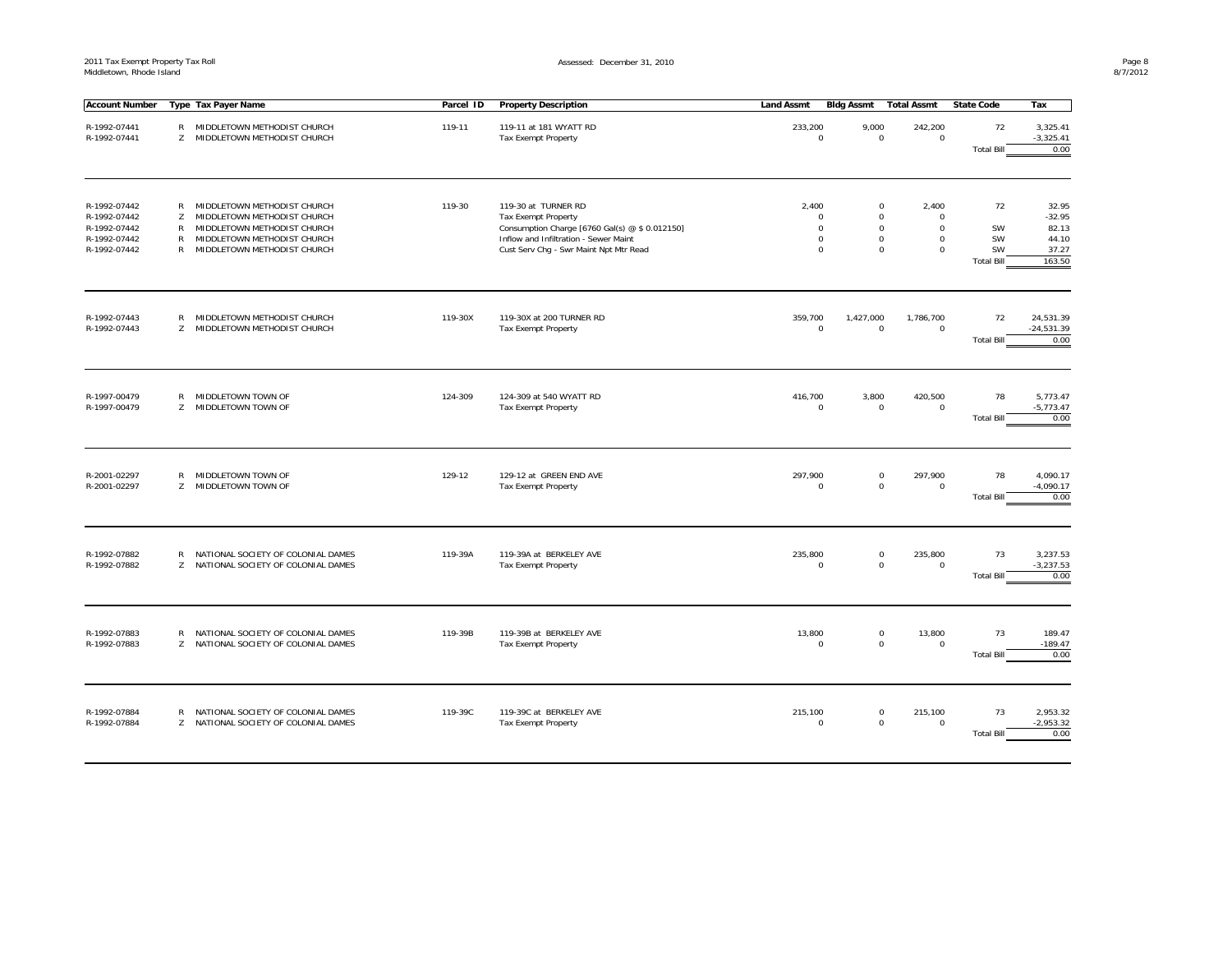| Account Number | Type | Tax Payer Name | Parcel ID | Property Description | Land Assmt | Bldg Assmt | Total Assmt | State Code | Tax |
|---|---|---|---|---|---|---|---|---|---|
| R-1992-07441 | R | MIDDLETOWN METHODIST CHURCH | 119-11 | 119-11 at 181 WYATT RD | 233,200 | 9,000 | 242,200 | 72 | 3,325.41 |
| R-1992-07441 | Z | MIDDLETOWN METHODIST CHURCH | | Tax Exempt Property | 0 | 0 | 0 | | -3,325.41 |
| | | | | | | | | Total Bill | 0.00 |
| R-1992-07442 | R | MIDDLETOWN METHODIST CHURCH | 119-30 | 119-30 at TURNER RD | 2,400 | 0 | 2,400 | 72 | 32.95 |
| R-1992-07442 | Z | MIDDLETOWN METHODIST CHURCH | | Tax Exempt Property | 0 | 0 | 0 | | -32.95 |
| R-1992-07442 | R | MIDDLETOWN METHODIST CHURCH | | Consumption Charge [6760 Gal(s) @ $ 0.012150] | 0 | 0 | 0 | SW | 82.13 |
| R-1992-07442 | R | MIDDLETOWN METHODIST CHURCH | | Inflow and Infiltration - Sewer Maint | 0 | 0 | 0 | SW | 44.10 |
| R-1992-07442 | R | MIDDLETOWN METHODIST CHURCH | | Cust Serv Chg - Swr Maint Npt Mtr Read | 0 | 0 | 0 | SW | 37.27 |
| | | | | | | | | Total Bill | 163.50 |
| R-1992-07443 | R | MIDDLETOWN METHODIST CHURCH | 119-30X | 119-30X at 200 TURNER RD | 359,700 | 1,427,000 | 1,786,700 | 72 | 24,531.39 |
| R-1992-07443 | Z | MIDDLETOWN METHODIST CHURCH | | Tax Exempt Property | 0 | 0 | 0 | | -24,531.39 |
| | | | | | | | | Total Bill | 0.00 |
| R-1997-00479 | R | MIDDLETOWN TOWN OF | 124-309 | 124-309 at 540 WYATT RD | 416,700 | 3,800 | 420,500 | 78 | 5,773.47 |
| R-1997-00479 | Z | MIDDLETOWN TOWN OF | | Tax Exempt Property | 0 | 0 | 0 | | -5,773.47 |
| | | | | | | | | Total Bill | 0.00 |
| R-2001-02297 | R | MIDDLETOWN TOWN OF | 129-12 | 129-12 at GREEN END AVE | 297,900 | 0 | 297,900 | 78 | 4,090.17 |
| R-2001-02297 | Z | MIDDLETOWN TOWN OF | | Tax Exempt Property | 0 | 0 | 0 | | -4,090.17 |
| | | | | | | | | Total Bill | 0.00 |
| R-1992-07882 | R | NATIONAL SOCIETY OF COLONIAL DAMES | 119-39A | 119-39A at BERKELEY AVE | 235,800 | 0 | 235,800 | 73 | 3,237.53 |
| R-1992-07882 | Z | NATIONAL SOCIETY OF COLONIAL DAMES | | Tax Exempt Property | 0 | 0 | 0 | | -3,237.53 |
| | | | | | | | | Total Bill | 0.00 |
| R-1992-07883 | R | NATIONAL SOCIETY OF COLONIAL DAMES | 119-39B | 119-39B at BERKELEY AVE | 13,800 | 0 | 13,800 | 73 | 189.47 |
| R-1992-07883 | Z | NATIONAL SOCIETY OF COLONIAL DAMES | | Tax Exempt Property | 0 | 0 | 0 | | -189.47 |
| | | | | | | | | Total Bill | 0.00 |
| R-1992-07884 | R | NATIONAL SOCIETY OF COLONIAL DAMES | 119-39C | 119-39C at BERKELEY AVE | 215,100 | 0 | 215,100 | 73 | 2,953.32 |
| R-1992-07884 | Z | NATIONAL SOCIETY OF COLONIAL DAMES | | Tax Exempt Property | 0 | 0 | 0 | | -2,953.32 |
| | | | | | | | | Total Bill | 0.00 |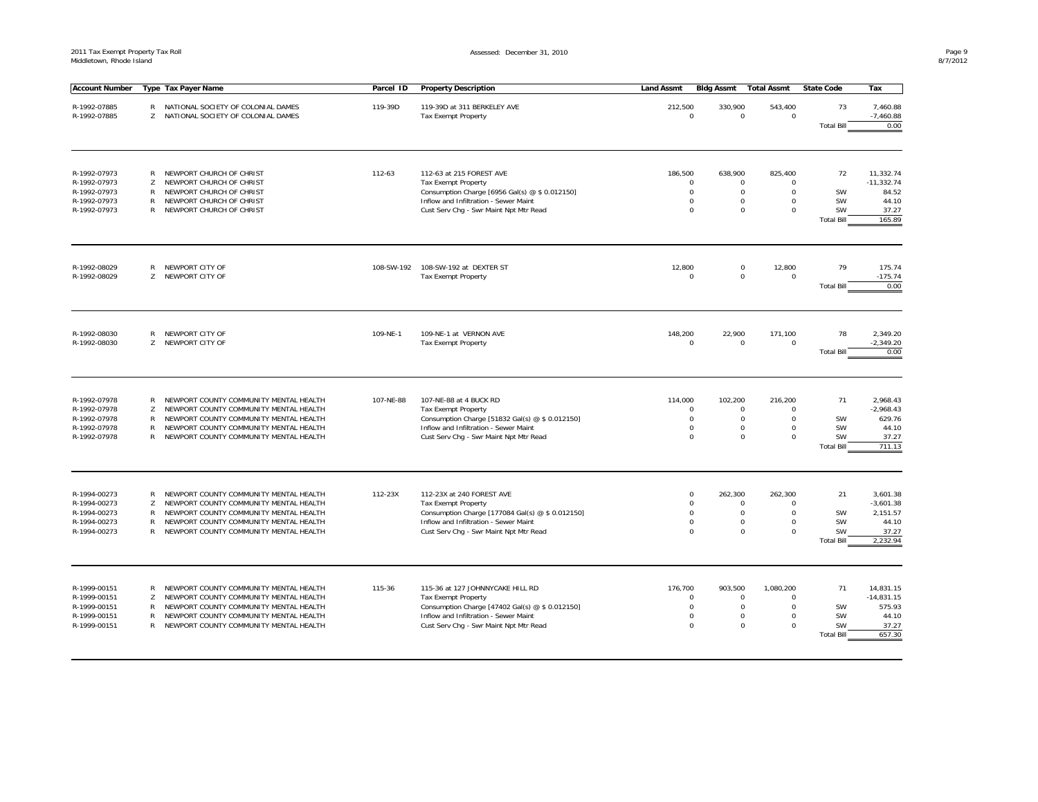| Account Number | Type | Tax Payer Name | Parcel ID | Property Description | Land Assmt | Bldg Assmt | Total Assmt | State Code | Tax |
|---|---|---|---|---|---|---|---|---|---|
| R-1992-07885 | R | NATIONAL SOCIETY OF COLONIAL DAMES | 119-39D | 119-39D at 311 BERKELEY AVE | 212,500 | 330,900 | 543,400 | 73 | 7,460.88 |
| R-1992-07885 | Z | NATIONAL SOCIETY OF COLONIAL DAMES | | Tax Exempt Property | 0 | 0 | 0 | | -7,460.88 |
| | | | | | | | | Total Bill | 0.00 |
| R-1992-07973 | R | NEWPORT CHURCH OF CHRIST | 112-63 | 112-63 at 215 FOREST AVE | 186,500 | 638,900 | 825,400 | 72 | 11,332.74 |
| R-1992-07973 | Z | NEWPORT CHURCH OF CHRIST | | Tax Exempt Property | 0 | 0 | 0 | | -11,332.74 |
| R-1992-07973 | R | NEWPORT CHURCH OF CHRIST | | Consumption Charge [6956 Gal(s) @ $ 0.012150] | 0 | 0 | 0 | SW | 84.52 |
| R-1992-07973 | R | NEWPORT CHURCH OF CHRIST | | Inflow and Infiltration - Sewer Maint | 0 | 0 | 0 | SW | 44.10 |
| R-1992-07973 | R | NEWPORT CHURCH OF CHRIST | | Cust Serv Chg - Swr Maint Npt Mtr Read | 0 | 0 | 0 | SW | 37.27 |
| | | | | | | | | Total Bill | 165.89 |
| R-1992-08029 | R | NEWPORT CITY OF | 108-SW-192 | 108-SW-192 at DEXTER ST | 12,800 | 0 | 12,800 | 79 | 175.74 |
| R-1992-08029 | Z | NEWPORT CITY OF | | Tax Exempt Property | 0 | 0 | 0 | | -175.74 |
| | | | | | | | | Total Bill | 0.00 |
| R-1992-08030 | R | NEWPORT CITY OF | 109-NE-1 | 109-NE-1 at VERNON AVE | 148,200 | 22,900 | 171,100 | 78 | 2,349.20 |
| R-1992-08030 | Z | NEWPORT CITY OF | | Tax Exempt Property | 0 | 0 | 0 | | -2,349.20 |
| | | | | | | | | Total Bill | 0.00 |
| R-1992-07978 | R | NEWPORT COUNTY COMMUNITY MENTAL HEALTH | 107-NE-88 | 107-NE-88 at 4 BUCK RD | 114,000 | 102,200 | 216,200 | 71 | 2,968.43 |
| R-1992-07978 | Z | NEWPORT COUNTY COMMUNITY MENTAL HEALTH | | Tax Exempt Property | 0 | 0 | 0 | | -2,968.43 |
| R-1992-07978 | R | NEWPORT COUNTY COMMUNITY MENTAL HEALTH | | Consumption Charge [51832 Gal(s) @ $ 0.012150] | 0 | 0 | 0 | SW | 629.76 |
| R-1992-07978 | R | NEWPORT COUNTY COMMUNITY MENTAL HEALTH | | Inflow and Infiltration - Sewer Maint | 0 | 0 | 0 | SW | 44.10 |
| R-1992-07978 | R | NEWPORT COUNTY COMMUNITY MENTAL HEALTH | | Cust Serv Chg - Swr Maint Npt Mtr Read | 0 | 0 | 0 | SW | 37.27 |
| | | | | | | | | Total Bill | 711.13 |
| R-1994-00273 | R | NEWPORT COUNTY COMMUNITY MENTAL HEALTH | 112-23X | 112-23X at 240 FOREST AVE | 0 | 262,300 | 262,300 | 21 | 3,601.38 |
| R-1994-00273 | Z | NEWPORT COUNTY COMMUNITY MENTAL HEALTH | | Tax Exempt Property | 0 | 0 | 0 | | -3,601.38 |
| R-1994-00273 | R | NEWPORT COUNTY COMMUNITY MENTAL HEALTH | | Consumption Charge [177084 Gal(s) @ $ 0.012150] | 0 | 0 | 0 | SW | 2,151.57 |
| R-1994-00273 | R | NEWPORT COUNTY COMMUNITY MENTAL HEALTH | | Inflow and Infiltration - Sewer Maint | 0 | 0 | 0 | SW | 44.10 |
| R-1994-00273 | R | NEWPORT COUNTY COMMUNITY MENTAL HEALTH | | Cust Serv Chg - Swr Maint Npt Mtr Read | 0 | 0 | 0 | SW | 37.27 |
| | | | | | | | | Total Bill | 2,232.94 |
| R-1999-00151 | R | NEWPORT COUNTY COMMUNITY MENTAL HEALTH | 115-36 | 115-36 at 127 JOHNNYCAKE HILL RD | 176,700 | 903,500 | 1,080,200 | 71 | 14,831.15 |
| R-1999-00151 | Z | NEWPORT COUNTY COMMUNITY MENTAL HEALTH | | Tax Exempt Property | 0 | 0 | 0 | | -14,831.15 |
| R-1999-00151 | R | NEWPORT COUNTY COMMUNITY MENTAL HEALTH | | Consumption Charge [47402 Gal(s) @ $ 0.012150] | 0 | 0 | 0 | SW | 575.93 |
| R-1999-00151 | R | NEWPORT COUNTY COMMUNITY MENTAL HEALTH | | Inflow and Infiltration - Sewer Maint | 0 | 0 | 0 | SW | 44.10 |
| R-1999-00151 | R | NEWPORT COUNTY COMMUNITY MENTAL HEALTH | | Cust Serv Chg - Swr Maint Npt Mtr Read | 0 | 0 | 0 | SW | 37.27 |
| | | | | | | | | Total Bill | 657.30 |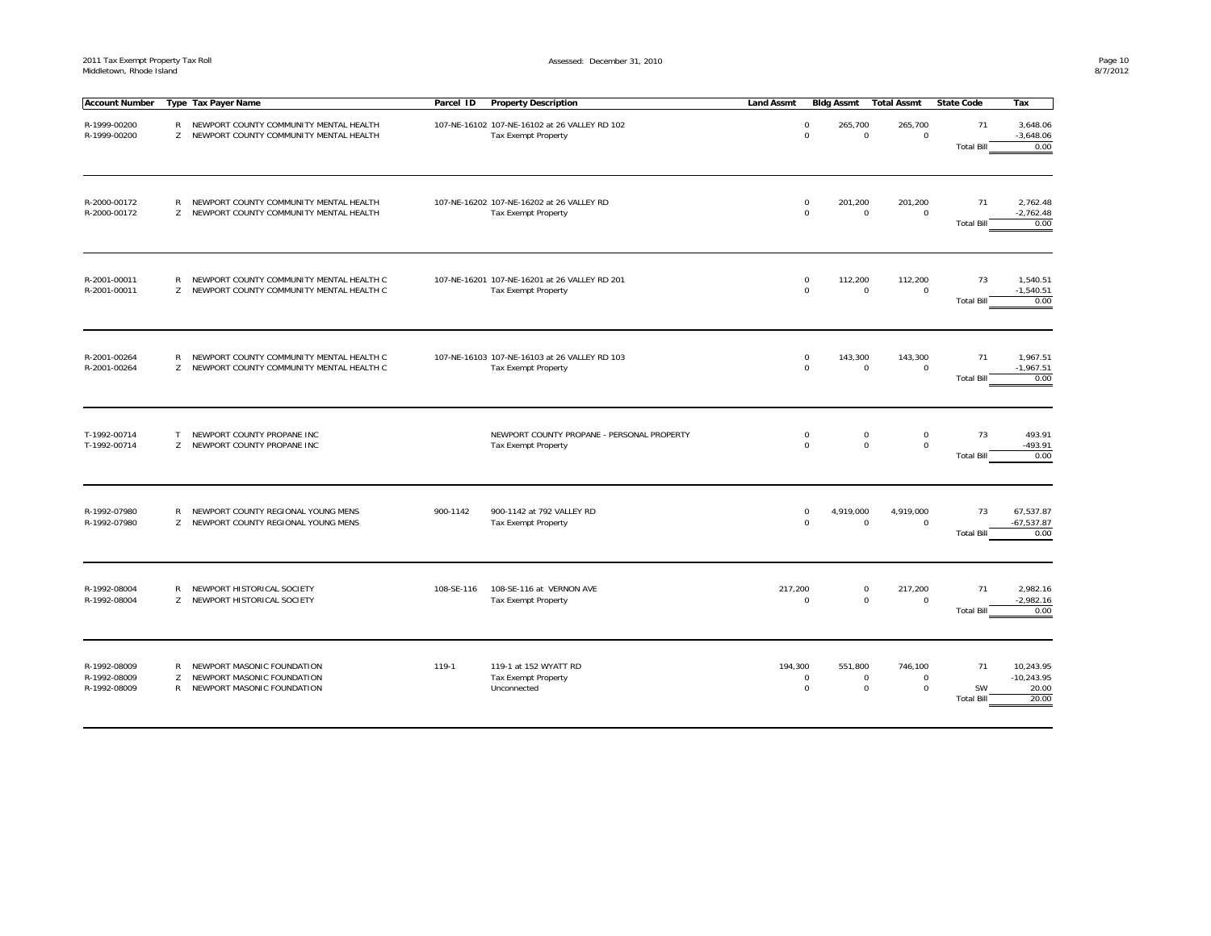2011 Tax Exempt Property Tax Roll
Middletown, Rhode Island

Assessed: December 31, 2010

| Account Number | Type | Tax Payer Name | Parcel ID | Property Description | Land Assmt | Bldg Assmt | Total Assmt | State Code | Tax |
|---|---|---|---|---|---|---|---|---|---|
| R-1999-00200 | R | NEWPORT COUNTY COMMUNITY MENTAL HEALTH | 107-NE-16102 | 107-NE-16102 at 26 VALLEY RD 102 | 0 | 265,700 | 265,700 | 71 | 3,648.06 |
| R-1999-00200 | Z | NEWPORT COUNTY COMMUNITY MENTAL HEALTH | | Tax Exempt Property | 0 | 0 | 0 | | -3,648.06 |
| | | | | | | | | Total Bill | 0.00 |
| R-2000-00172 | R | NEWPORT COUNTY COMMUNITY MENTAL HEALTH | 107-NE-16202 | 107-NE-16202 at 26 VALLEY RD | 0 | 201,200 | 201,200 | 71 | 2,762.48 |
| R-2000-00172 | Z | NEWPORT COUNTY COMMUNITY MENTAL HEALTH | | Tax Exempt Property | 0 | 0 | 0 | | -2,762.48 |
| | | | | | | | | Total Bill | 0.00 |
| R-2001-00011 | R | NEWPORT COUNTY COMMUNITY MENTAL HEALTH C | 107-NE-16201 | 107-NE-16201 at 26 VALLEY RD 201 | 0 | 112,200 | 112,200 | 73 | 1,540.51 |
| R-2001-00011 | Z | NEWPORT COUNTY COMMUNITY MENTAL HEALTH C | | Tax Exempt Property | 0 | 0 | 0 | | -1,540.51 |
| | | | | | | | | Total Bill | 0.00 |
| R-2001-00264 | R | NEWPORT COUNTY COMMUNITY MENTAL HEALTH C | 107-NE-16103 | 107-NE-16103 at 26 VALLEY RD 103 | 0 | 143,300 | 143,300 | 71 | 1,967.51 |
| R-2001-00264 | Z | NEWPORT COUNTY COMMUNITY MENTAL HEALTH C | | Tax Exempt Property | 0 | 0 | 0 | | -1,967.51 |
| | | | | | | | | Total Bill | 0.00 |
| T-1992-00714 | T | NEWPORT COUNTY PROPANE INC | | NEWPORT COUNTY PROPANE - PERSONAL PROPERTY | 0 | 0 | 0 | 73 | 493.91 |
| T-1992-00714 | Z | NEWPORT COUNTY PROPANE INC | | Tax Exempt Property | 0 | 0 | 0 | | -493.91 |
| | | | | | | | | Total Bill | 0.00 |
| R-1992-07980 | R | NEWPORT COUNTY REGIONAL YOUNG MENS | 900-1142 | 900-1142 at 792 VALLEY RD | 0 | 4,919,000 | 4,919,000 | 73 | 67,537.87 |
| R-1992-07980 | Z | NEWPORT COUNTY REGIONAL YOUNG MENS | | Tax Exempt Property | 0 | 0 | 0 | | -67,537.87 |
| | | | | | | | | Total Bill | 0.00 |
| R-1992-08004 | R | NEWPORT HISTORICAL SOCIETY | 108-SE-116 | 108-SE-116 at VERNON AVE | 217,200 | 0 | 217,200 | 71 | 2,982.16 |
| R-1992-08004 | Z | NEWPORT HISTORICAL SOCIETY | | Tax Exempt Property | 0 | 0 | 0 | | -2,982.16 |
| | | | | | | | | Total Bill | 0.00 |
| R-1992-08009 | R | NEWPORT MASONIC FOUNDATION | 119-1 | 119-1 at 152 WYATT RD | 194,300 | 551,800 | 746,100 | 71 | 10,243.95 |
| R-1992-08009 | Z | NEWPORT MASONIC FOUNDATION | | Tax Exempt Property | 0 | 0 | 0 | | -10,243.95 |
| R-1992-08009 | R | NEWPORT MASONIC FOUNDATION | | Unconnected | 0 | 0 | 0 | SW | 20.00 |
| | | | | | | | | Total Bill | 20.00 |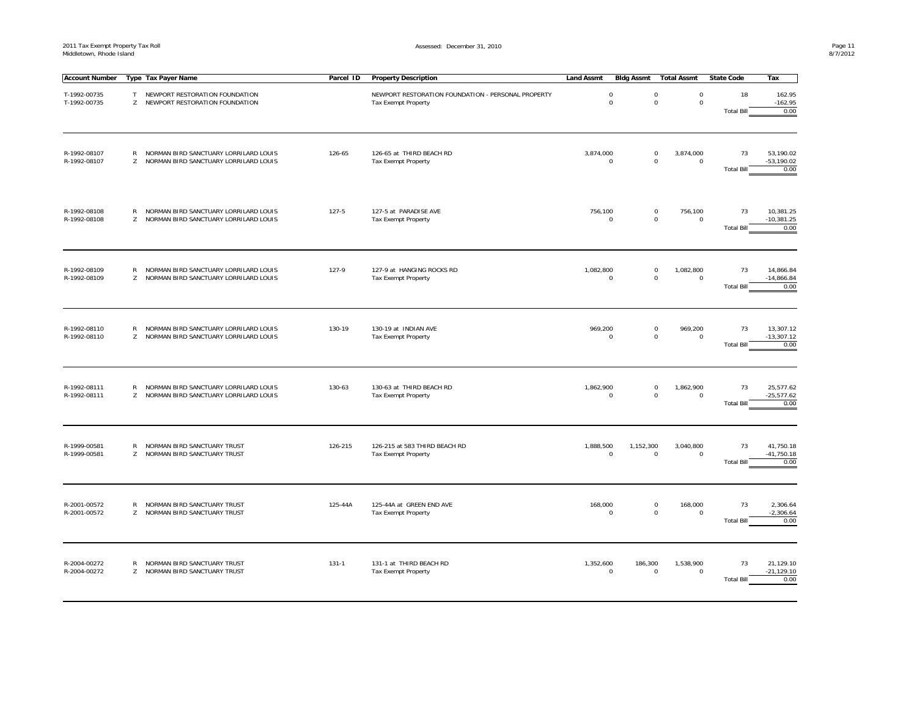| Account Number | Type | Tax Payer Name | Parcel ID | Property Description | Land Assmt | Bldg Assmt | Total Assmt | State Code | Tax |
|---|---|---|---|---|---|---|---|---|---|
| T-1992-00735 | T | NEWPORT RESTORATION FOUNDATION | | NEWPORT RESTORATION FOUNDATION - PERSONAL PROPERTY | 0 | 0 | 0 | 18 | 162.95 |
| T-1992-00735 | Z | NEWPORT RESTORATION FOUNDATION | | Tax Exempt Property | 0 | 0 | 0 | | -162.95 |
| | | | | | | | | Total Bill | 0.00 |
| R-1992-08107 | R | NORMAN BIRD SANCTUARY LORRILARD LOUIS | 126-65 | 126-65 at THIRD BEACH RD | 3,874,000 | 0 | 3,874,000 | 73 | 53,190.02 |
| R-1992-08107 | Z | NORMAN BIRD SANCTUARY LORRILARD LOUIS | | Tax Exempt Property | 0 | 0 | 0 | | -53,190.02 |
| | | | | | | | | Total Bill | 0.00 |
| R-1992-08108 | R | NORMAN BIRD SANCTUARY LORRILARD LOUIS | 127-5 | 127-5 at PARADISE AVE | 756,100 | 0 | 756,100 | 73 | 10,381.25 |
| R-1992-08108 | Z | NORMAN BIRD SANCTUARY LORRILARD LOUIS | | Tax Exempt Property | 0 | 0 | 0 | | -10,381.25 |
| | | | | | | | | Total Bill | 0.00 |
| R-1992-08109 | R | NORMAN BIRD SANCTUARY LORRILARD LOUIS | 127-9 | 127-9 at HANGING ROCKS RD | 1,082,800 | 0 | 1,082,800 | 73 | 14,866.84 |
| R-1992-08109 | Z | NORMAN BIRD SANCTUARY LORRILARD LOUIS | | Tax Exempt Property | 0 | 0 | 0 | | -14,866.84 |
| | | | | | | | | Total Bill | 0.00 |
| R-1992-08110 | R | NORMAN BIRD SANCTUARY LORRILARD LOUIS | 130-19 | 130-19 at INDIAN AVE | 969,200 | 0 | 969,200 | 73 | 13,307.12 |
| R-1992-08110 | Z | NORMAN BIRD SANCTUARY LORRILARD LOUIS | | Tax Exempt Property | 0 | 0 | 0 | | -13,307.12 |
| | | | | | | | | Total Bill | 0.00 |
| R-1992-08111 | R | NORMAN BIRD SANCTUARY LORRILARD LOUIS | 130-63 | 130-63 at THIRD BEACH RD | 1,862,900 | 0 | 1,862,900 | 73 | 25,577.62 |
| R-1992-08111 | Z | NORMAN BIRD SANCTUARY LORRILARD LOUIS | | Tax Exempt Property | 0 | 0 | 0 | | -25,577.62 |
| | | | | | | | | Total Bill | 0.00 |
| R-1999-00581 | R | NORMAN BIRD SANCTUARY TRUST | 126-215 | 126-215 at 583 THIRD BEACH RD | 1,888,500 | 1,152,300 | 3,040,800 | 73 | 41,750.18 |
| R-1999-00581 | Z | NORMAN BIRD SANCTUARY TRUST | | Tax Exempt Property | 0 | 0 | 0 | | -41,750.18 |
| | | | | | | | | Total Bill | 0.00 |
| R-2001-00572 | R | NORMAN BIRD SANCTUARY TRUST | 125-44A | 125-44A at GREEN END AVE | 168,000 | 0 | 168,000 | 73 | 2,306.64 |
| R-2001-00572 | Z | NORMAN BIRD SANCTUARY TRUST | | Tax Exempt Property | 0 | 0 | 0 | | -2,306.64 |
| | | | | | | | | Total Bill | 0.00 |
| R-2004-00272 | R | NORMAN BIRD SANCTUARY TRUST | 131-1 | 131-1 at THIRD BEACH RD | 1,352,600 | 186,300 | 1,538,900 | 73 | 21,129.10 |
| R-2004-00272 | Z | NORMAN BIRD SANCTUARY TRUST | | Tax Exempt Property | 0 | 0 | 0 | | -21,129.10 |
| | | | | | | | | Total Bill | 0.00 |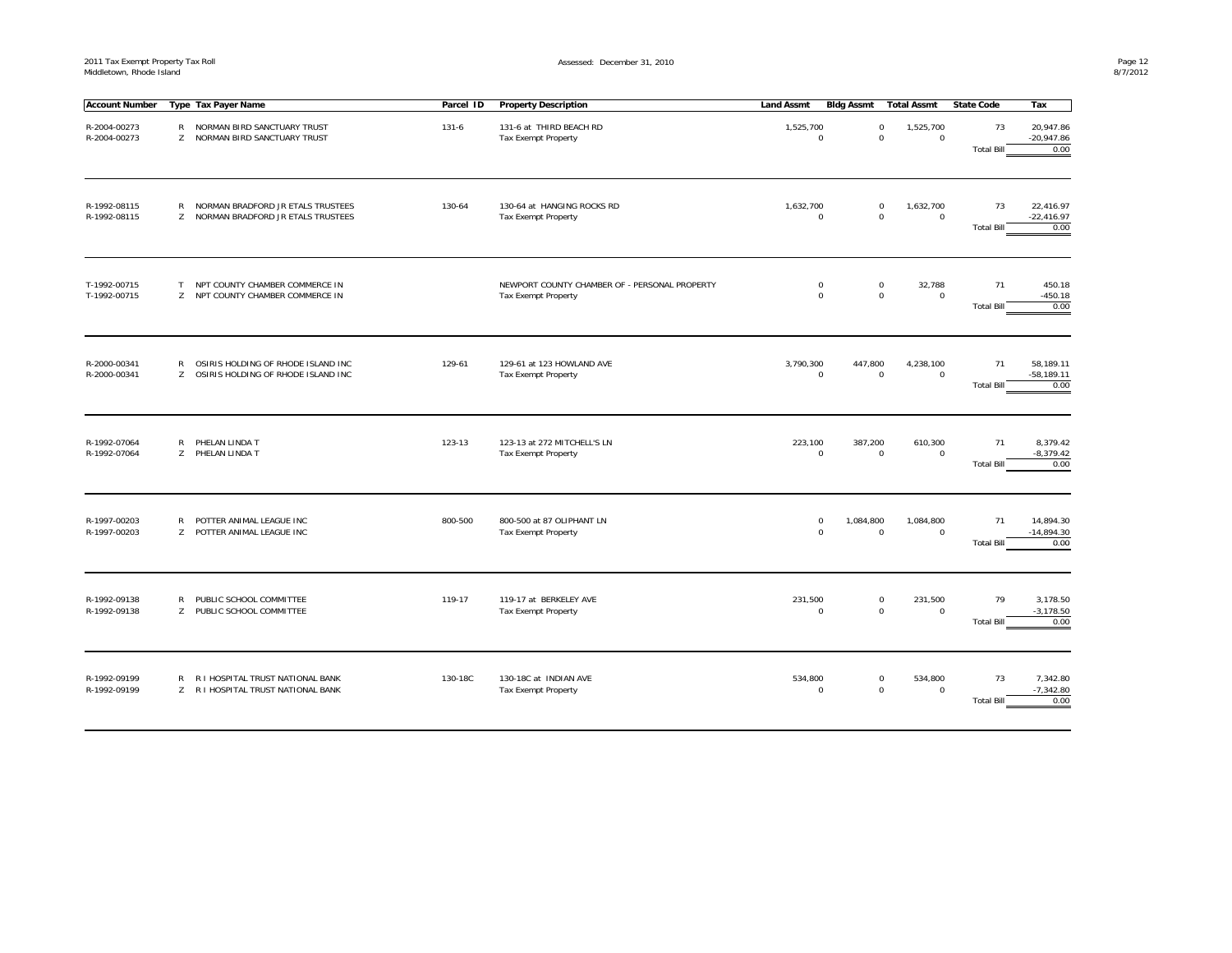| Account Number | Type | Tax Payer Name | Parcel ID | Property Description | Land Assmt | Bldg Assmt | Total Assmt | State Code | Tax |
|---|---|---|---|---|---|---|---|---|---|
| R-2004-00273 | R | NORMAN BIRD SANCTUARY TRUST | 131-6 | 131-6 at THIRD BEACH RD | 1,525,700 | 0 | 1,525,700 | 73 | 20,947.86 |
| R-2004-00273 | Z | NORMAN BIRD SANCTUARY TRUST | | Tax Exempt Property | 0 | 0 | 0 | | -20,947.86 |
| | | | | | | | | Total Bill | 0.00 |
| R-1992-08115 | R | NORMAN BRADFORD JR ETALS TRUSTEES | 130-64 | 130-64 at HANGING ROCKS RD | 1,632,700 | 0 | 1,632,700 | 73 | 22,416.97 |
| R-1992-08115 | Z | NORMAN BRADFORD JR ETALS TRUSTEES | | Tax Exempt Property | 0 | 0 | 0 | | -22,416.97 |
| | | | | | | | | Total Bill | 0.00 |
| T-1992-00715 | T | NPT COUNTY CHAMBER COMMERCE IN | | NEWPORT COUNTY CHAMBER OF - PERSONAL PROPERTY | 0 | 0 | 32,788 | 71 | 450.18 |
| T-1992-00715 | Z | NPT COUNTY CHAMBER COMMERCE IN | | Tax Exempt Property | 0 | 0 | 0 | | -450.18 |
| | | | | | | | | Total Bill | 0.00 |
| R-2000-00341 | R | OSIRIS HOLDING OF RHODE ISLAND INC | 129-61 | 129-61 at 123 HOWLAND AVE | 3,790,300 | 447,800 | 4,238,100 | 71 | 58,189.11 |
| R-2000-00341 | Z | OSIRIS HOLDING OF RHODE ISLAND INC | | Tax Exempt Property | 0 | 0 | 0 | | -58,189.11 |
| | | | | | | | | Total Bill | 0.00 |
| R-1992-07064 | R | PHELAN LINDA T | 123-13 | 123-13 at 272 MITCHELL'S LN | 223,100 | 387,200 | 610,300 | 71 | 8,379.42 |
| R-1992-07064 | Z | PHELAN LINDA T | | Tax Exempt Property | 0 | 0 | 0 | | -8,379.42 |
| | | | | | | | | Total Bill | 0.00 |
| R-1997-00203 | R | POTTER ANIMAL LEAGUE INC | 800-500 | 800-500 at 87 OLIPHANT LN | 0 | 1,084,800 | 1,084,800 | 71 | 14,894.30 |
| R-1997-00203 | Z | POTTER ANIMAL LEAGUE INC | | Tax Exempt Property | 0 | 0 | 0 | | -14,894.30 |
| | | | | | | | | Total Bill | 0.00 |
| R-1992-09138 | R | PUBLIC SCHOOL COMMITTEE | 119-17 | 119-17 at BERKELEY AVE | 231,500 | 0 | 231,500 | 79 | 3,178.50 |
| R-1992-09138 | Z | PUBLIC SCHOOL COMMITTEE | | Tax Exempt Property | 0 | 0 | 0 | | -3,178.50 |
| | | | | | | | | Total Bill | 0.00 |
| R-1992-09199 | R | R I HOSPITAL TRUST NATIONAL BANK | 130-18C | 130-18C at INDIAN AVE | 534,800 | 0 | 534,800 | 73 | 7,342.80 |
| R-1992-09199 | Z | R I HOSPITAL TRUST NATIONAL BANK | | Tax Exempt Property | 0 | 0 | 0 | | -7,342.80 |
| | | | | | | | | Total Bill | 0.00 |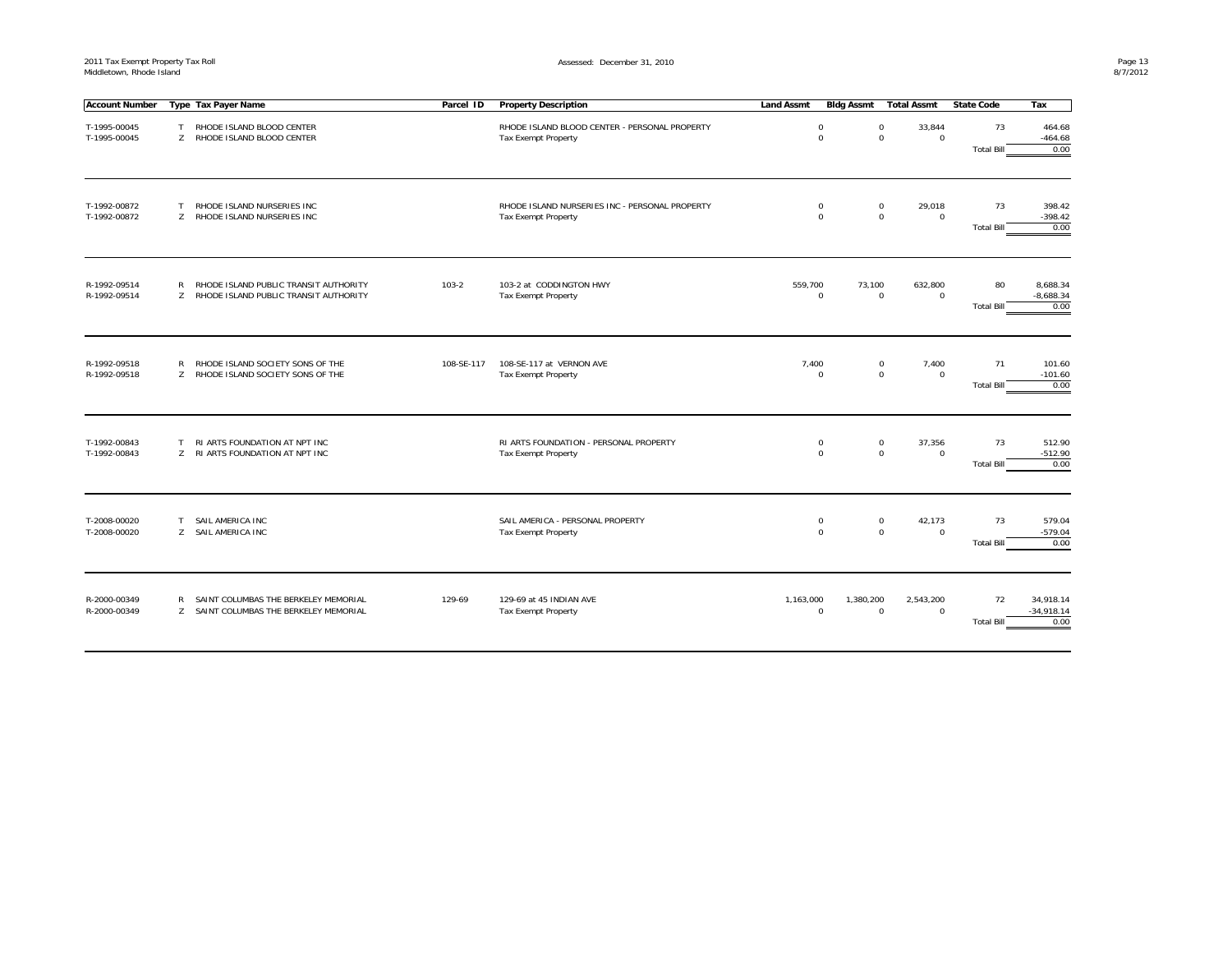| Account Number | Type | Tax Payer Name | Parcel ID | Property Description | Land Assmt | Bldg Assmt | Total Assmt | State Code | Tax |
|---|---|---|---|---|---|---|---|---|---|
| T-1995-00045 | T | RHODE ISLAND BLOOD CENTER | | RHODE ISLAND BLOOD CENTER - PERSONAL PROPERTY | 0 | 0 | 33,844 | 73 | 464.68 |
| T-1995-00045 | Z | RHODE ISLAND BLOOD CENTER | | Tax Exempt Property | 0 | 0 | 0 | | -464.68 |
| | | | | | | | | Total Bill | 0.00 |
| T-1992-00872 | T | RHODE ISLAND NURSERIES INC | | RHODE ISLAND NURSERIES INC - PERSONAL PROPERTY | 0 | 0 | 29,018 | 73 | 398.42 |
| T-1992-00872 | Z | RHODE ISLAND NURSERIES INC | | Tax Exempt Property | 0 | 0 | 0 | | -398.42 |
| | | | | | | | | Total Bill | 0.00 |
| R-1992-09514 | R | RHODE ISLAND PUBLIC TRANSIT AUTHORITY | 103-2 | 103-2 at CODDINGTON HWY | 559,700 | 73,100 | 632,800 | 80 | 8,688.34 |
| R-1992-09514 | Z | RHODE ISLAND PUBLIC TRANSIT AUTHORITY | | Tax Exempt Property | 0 | 0 | 0 | | -8,688.34 |
| | | | | | | | | Total Bill | 0.00 |
| R-1992-09518 | R | RHODE ISLAND SOCIETY SONS OF THE | 108-SE-117 | 108-SE-117 at VERNON AVE | 7,400 | 0 | 7,400 | 71 | 101.60 |
| R-1992-09518 | Z | RHODE ISLAND SOCIETY SONS OF THE | | Tax Exempt Property | 0 | 0 | 0 | | -101.60 |
| | | | | | | | | Total Bill | 0.00 |
| T-1992-00843 | T | RI ARTS FOUNDATION AT NPT INC | | RI ARTS FOUNDATION - PERSONAL PROPERTY | 0 | 0 | 37,356 | 73 | 512.90 |
| T-1992-00843 | Z | RI ARTS FOUNDATION AT NPT INC | | Tax Exempt Property | 0 | 0 | 0 | | -512.90 |
| | | | | | | | | Total Bill | 0.00 |
| T-2008-00020 | T | SAIL AMERICA INC | | SAIL AMERICA - PERSONAL PROPERTY | 0 | 0 | 42,173 | 73 | 579.04 |
| T-2008-00020 | Z | SAIL AMERICA INC | | Tax Exempt Property | 0 | 0 | 0 | | -579.04 |
| | | | | | | | | Total Bill | 0.00 |
| R-2000-00349 | R | SAINT COLUMBAS THE BERKELEY MEMORIAL | 129-69 | 129-69 at 45 INDIAN AVE | 1,163,000 | 1,380,200 | 2,543,200 | 72 | 34,918.14 |
| R-2000-00349 | Z | SAINT COLUMBAS THE BERKELEY MEMORIAL | | Tax Exempt Property | 0 | 0 | 0 | | -34,918.14 |
| | | | | | | | | Total Bill | 0.00 |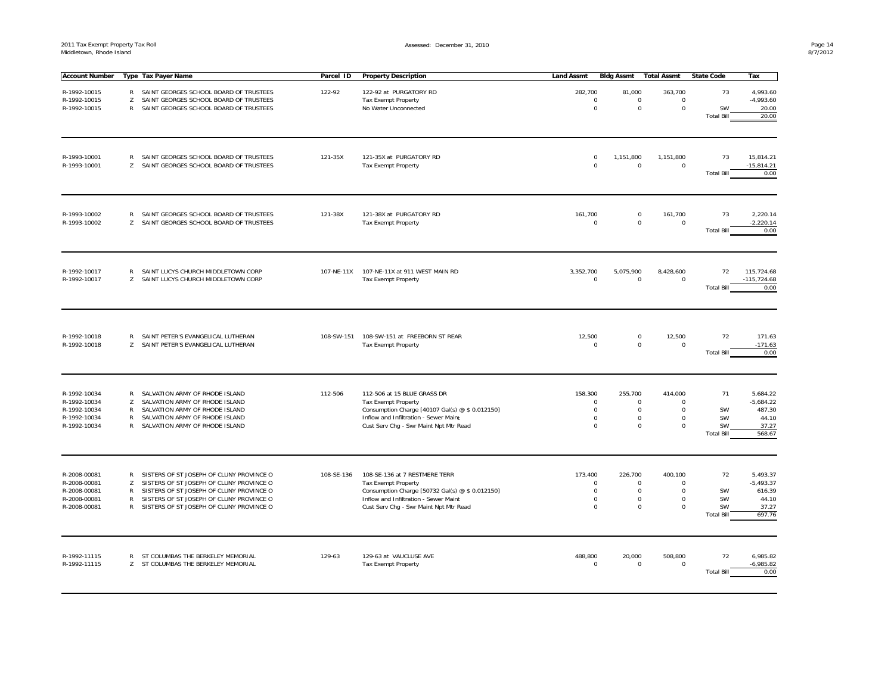| Account Number | Type | Tax Payer Name | Parcel ID | Property Description | Land Assmt | Bldg Assmt | Total Assmt | State Code | Tax |
|---|---|---|---|---|---|---|---|---|---|
| R-1992-10015 | R | SAINT GEORGES SCHOOL BOARD OF TRUSTEES | 122-92 | 122-92 at PURGATORY RD | 282,700 | 81,000 | 363,700 | 73 | 4,993.60 |
| R-1992-10015 | Z | SAINT GEORGES SCHOOL BOARD OF TRUSTEES | | Tax Exempt Property | 0 | 0 | 0 | | -4,993.60 |
| R-1992-10015 | R | SAINT GEORGES SCHOOL BOARD OF TRUSTEES | | No Water Unconnected | 0 | 0 | 0 | SW | 20.00 |
| | | | | | | | | Total Bill | 20.00 |
| R-1993-10001 | R | SAINT GEORGES SCHOOL BOARD OF TRUSTEES | 121-35X | 121-35X at PURGATORY RD | 0 | 1,151,800 | 1,151,800 | 73 | 15,814.21 |
| R-1993-10001 | Z | SAINT GEORGES SCHOOL BOARD OF TRUSTEES | | Tax Exempt Property | 0 | 0 | 0 | | -15,814.21 |
| | | | | | | | | Total Bill | 0.00 |
| R-1993-10002 | R | SAINT GEORGES SCHOOL BOARD OF TRUSTEES | 121-38X | 121-38X at PURGATORY RD | 161,700 | 0 | 161,700 | 73 | 2,220.14 |
| R-1993-10002 | Z | SAINT GEORGES SCHOOL BOARD OF TRUSTEES | | Tax Exempt Property | 0 | 0 | 0 | | -2,220.14 |
| | | | | | | | | Total Bill | 0.00 |
| R-1992-10017 | R | SAINT LUCYS CHURCH MIDDLETOWN CORP | 107-NE-11X | 107-NE-11X at 911 WEST MAIN RD | 3,352,700 | 5,075,900 | 8,428,600 | 72 | 115,724.68 |
| R-1992-10017 | Z | SAINT LUCYS CHURCH MIDDLETOWN CORP | | Tax Exempt Property | 0 | 0 | 0 | | -115,724.68 |
| | | | | | | | | Total Bill | 0.00 |
| R-1992-10018 | R | SAINT PETER'S EVANGELICAL LUTHERAN | 108-SW-151 | 108-SW-151 at FREEBORN ST REAR | 12,500 | 0 | 12,500 | 72 | 171.63 |
| R-1992-10018 | Z | SAINT PETER'S EVANGELICAL LUTHERAN | | Tax Exempt Property | 0 | 0 | 0 | | -171.63 |
| | | | | | | | | Total Bill | 0.00 |
| R-1992-10034 | R | SALVATION ARMY OF RHODE ISLAND | 112-506 | 112-506 at 15 BLUE GRASS DR | 158,300 | 255,700 | 414,000 | 71 | 5,684.22 |
| R-1992-10034 | Z | SALVATION ARMY OF RHODE ISLAND | | Tax Exempt Property | 0 | 0 | 0 | | -5,684.22 |
| R-1992-10034 | R | SALVATION ARMY OF RHODE ISLAND | | Consumption Charge [40107 Gal(s) @ $ 0.012150] | 0 | 0 | 0 | SW | 487.30 |
| R-1992-10034 | R | SALVATION ARMY OF RHODE ISLAND | | Inflow and Infiltration - Sewer Maint | 0 | 0 | 0 | SW | 44.10 |
| R-1992-10034 | R | SALVATION ARMY OF RHODE ISLAND | | Cust Serv Chg - Swr Maint Npt Mtr Read | 0 | 0 | 0 | SW | 37.27 |
| | | | | | | | | Total Bill | 568.67 |
| R-2008-00081 | R | SISTERS OF ST JOSEPH OF CLUNY PROVINCE O | 108-SE-136 | 108-SE-136 at 7 RESTMERE TERR | 173,400 | 226,700 | 400,100 | 72 | 5,493.37 |
| R-2008-00081 | Z | SISTERS OF ST JOSEPH OF CLUNY PROVINCE O | | Tax Exempt Property | 0 | 0 | 0 | | -5,493.37 |
| R-2008-00081 | R | SISTERS OF ST JOSEPH OF CLUNY PROVINCE O | | Consumption Charge [50732 Gal(s) @ $ 0.012150] | 0 | 0 | 0 | SW | 616.39 |
| R-2008-00081 | R | SISTERS OF ST JOSEPH OF CLUNY PROVINCE O | | Inflow and Infiltration - Sewer Maint | 0 | 0 | 0 | SW | 44.10 |
| R-2008-00081 | R | SISTERS OF ST JOSEPH OF CLUNY PROVINCE O | | Cust Serv Chg - Swr Maint Npt Mtr Read | 0 | 0 | 0 | SW | 37.27 |
| | | | | | | | | Total Bill | 697.76 |
| R-1992-11115 | R | ST COLUMBAS THE BERKELEY MEMORIAL | 129-63 | 129-63 at VAUCLUSE AVE | 488,800 | 20,000 | 508,800 | 72 | 6,985.82 |
| R-1992-11115 | Z | ST COLUMBAS THE BERKELEY MEMORIAL | | Tax Exempt Property | 0 | 0 | 0 | | -6,985.82 |
| | | | | | | | | Total Bill | 0.00 |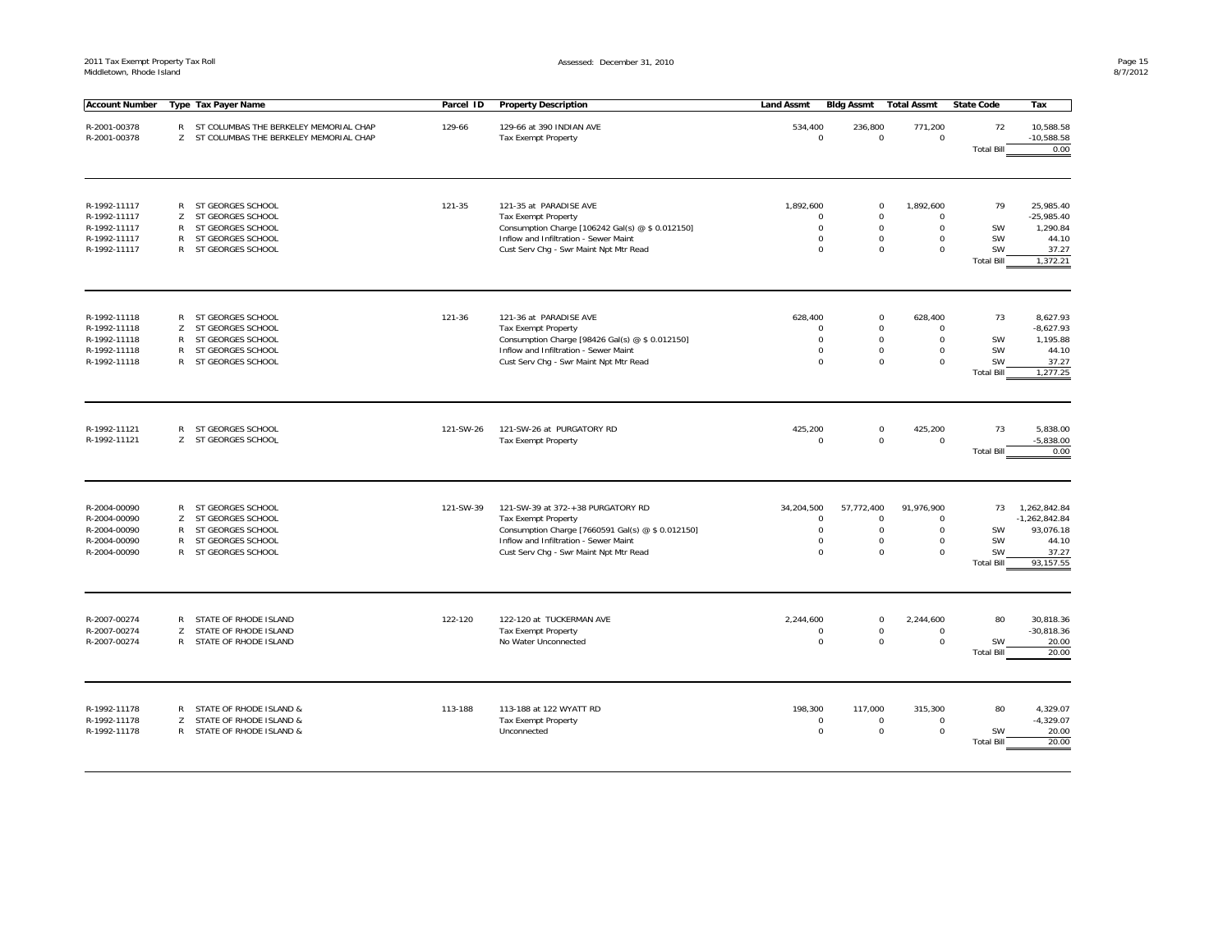2011 Tax Exempt Property Tax Roll
Middletown, Rhode Island

Assessed: December 31, 2010

| Account Number | Type | Tax Payer Name | Parcel ID | Property Description | Land Assmt | Bldg Assmt | Total Assmt | State Code | Tax |
|---|---|---|---|---|---|---|---|---|---|
| R-2001-00378 | R | ST COLUMBAS THE BERKELEY MEMORIAL CHAP | 129-66 | 129-66 at 390 INDIAN AVE | 534,400 | 236,800 | 771,200 | 72 | 10,588.58 |
| R-2001-00378 | Z | ST COLUMBAS THE BERKELEY MEMORIAL CHAP | | Tax Exempt Property | 0 | 0 | 0 | | -10,588.58 |
| | | | | | | | | Total Bill | 0.00 |
| R-1992-11117 | R | ST GEORGES SCHOOL | 121-35 | 121-35 at PARADISE AVE | 1,892,600 | 0 | 1,892,600 | 79 | 25,985.40 |
| R-1992-11117 | Z | ST GEORGES SCHOOL | | Tax Exempt Property | 0 | 0 | 0 | | -25,985.40 |
| R-1992-11117 | R | ST GEORGES SCHOOL | | Consumption Charge [106242 Gal(s) @ $ 0.012150] | 0 | 0 | 0 | SW | 1,290.84 |
| R-1992-11117 | R | ST GEORGES SCHOOL | | Inflow and Infiltration - Sewer Maint | 0 | 0 | 0 | SW | 44.10 |
| R-1992-11117 | R | ST GEORGES SCHOOL | | Cust Serv Chg - Swr Maint Npt Mtr Read | 0 | 0 | 0 | SW | 37.27 |
| | | | | | | | | Total Bill | 1,372.21 |
| R-1992-11118 | R | ST GEORGES SCHOOL | 121-36 | 121-36 at PARADISE AVE | 628,400 | 0 | 628,400 | 73 | 8,627.93 |
| R-1992-11118 | Z | ST GEORGES SCHOOL | | Tax Exempt Property | 0 | 0 | 0 | | -8,627.93 |
| R-1992-11118 | R | ST GEORGES SCHOOL | | Consumption Charge [98426 Gal(s) @ $ 0.012150] | 0 | 0 | 0 | SW | 1,195.88 |
| R-1992-11118 | R | ST GEORGES SCHOOL | | Inflow and Infiltration - Sewer Maint | 0 | 0 | 0 | SW | 44.10 |
| R-1992-11118 | R | ST GEORGES SCHOOL | | Cust Serv Chg - Swr Maint Npt Mtr Read | 0 | 0 | 0 | SW | 37.27 |
| | | | | | | | | Total Bill | 1,277.25 |
| R-1992-11121 | R | ST GEORGES SCHOOL | 121-SW-26 | 121-SW-26 at PURGATORY RD | 425,200 | 0 | 425,200 | 73 | 5,838.00 |
| R-1992-11121 | Z | ST GEORGES SCHOOL | | Tax Exempt Property | 0 | 0 | 0 | | -5,838.00 |
| | | | | | | | | Total Bill | 0.00 |
| R-2004-00090 | R | ST GEORGES SCHOOL | 121-SW-39 | 121-SW-39 at 372-+38 PURGATORY RD | 34,204,500 | 57,772,400 | 91,976,900 | 73 | 1,262,842.84 |
| R-2004-00090 | Z | ST GEORGES SCHOOL | | Tax Exempt Property | 0 | 0 | 0 | | -1,262,842.84 |
| R-2004-00090 | R | ST GEORGES SCHOOL | | Consumption Charge [7660591 Gal(s) @ $ 0.012150] | 0 | 0 | 0 | SW | 93,076.18 |
| R-2004-00090 | R | ST GEORGES SCHOOL | | Inflow and Infiltration - Sewer Maint | 0 | 0 | 0 | SW | 44.10 |
| R-2004-00090 | R | ST GEORGES SCHOOL | | Cust Serv Chg - Swr Maint Npt Mtr Read | 0 | 0 | 0 | SW | 37.27 |
| | | | | | | | | Total Bill | 93,157.55 |
| R-2007-00274 | R | STATE OF RHODE ISLAND | 122-120 | 122-120 at TUCKERMAN AVE | 2,244,600 | 0 | 2,244,600 | 80 | 30,818.36 |
| R-2007-00274 | Z | STATE OF RHODE ISLAND | | Tax Exempt Property | 0 | 0 | 0 | | -30,818.36 |
| R-2007-00274 | R | STATE OF RHODE ISLAND | | No Water Unconnected | 0 | 0 | 0 | SW | 20.00 |
| | | | | | | | | Total Bill | 20.00 |
| R-1992-11178 | R | STATE OF RHODE ISLAND & | 113-188 | 113-188 at 122 WYATT RD | 198,300 | 117,000 | 315,300 | 80 | 4,329.07 |
| R-1992-11178 | Z | STATE OF RHODE ISLAND & | | Tax Exempt Property | 0 | 0 | 0 | | -4,329.07 |
| R-1992-11178 | R | STATE OF RHODE ISLAND & | | Unconnected | 0 | 0 | 0 | SW | 20.00 |
| | | | | | | | | Total Bill | 20.00 |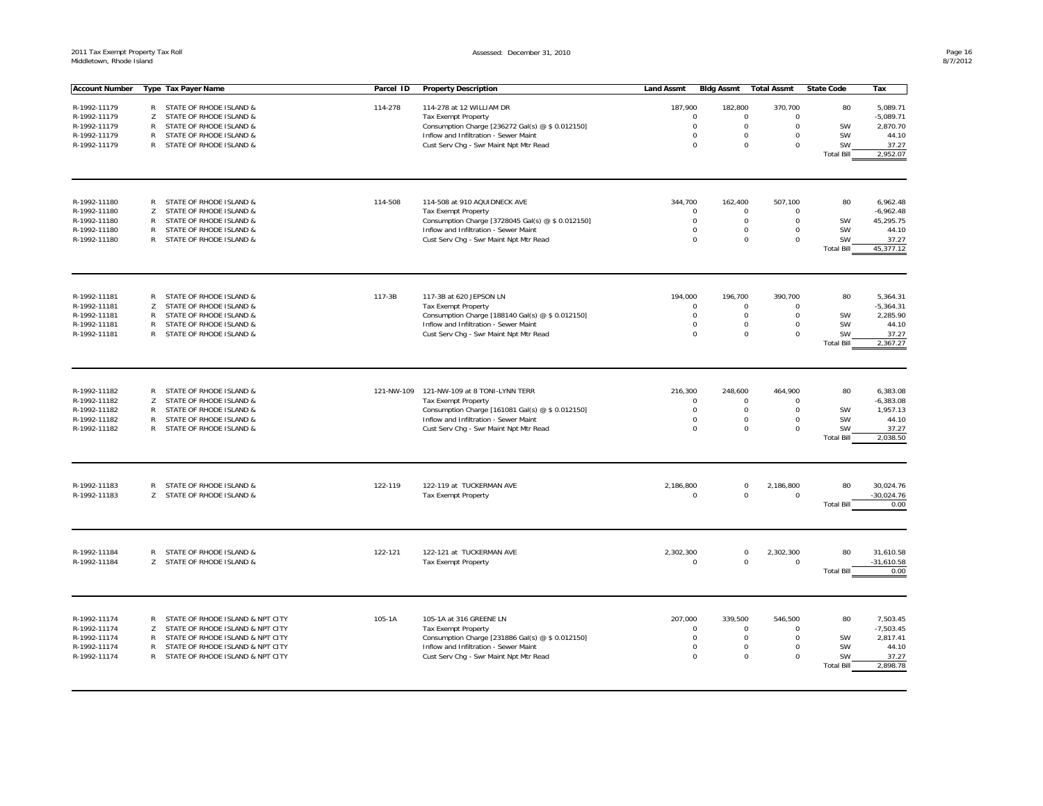| Account Number | Type | Tax Payer Name | Parcel ID | Property Description | Land Assmt | Bldg Assmt | Total Assmt | State Code | Tax |
|---|---|---|---|---|---|---|---|---|---|
| R-1992-11179 | R | STATE OF RHODE ISLAND & | 114-278 | 114-278 at 12 WILLIAM DR | 187,900 | 182,800 | 370,700 | 80 | 5,089.71 |
| R-1992-11179 | Z | STATE OF RHODE ISLAND & | | Tax Exempt Property | 0 | 0 | 0 | | -5,089.71 |
| R-1992-11179 | R | STATE OF RHODE ISLAND & | | Consumption Charge [236272 Gal(s) @ $ 0.012150] | 0 | 0 | 0 | SW | 2,870.70 |
| R-1992-11179 | R | STATE OF RHODE ISLAND & | | Inflow and Infiltration - Sewer Maint | 0 | 0 | 0 | SW | 44.10 |
| R-1992-11179 | R | STATE OF RHODE ISLAND & | | Cust Serv Chg - Swr Maint Npt Mtr Read | 0 | 0 | 0 | SW | 37.27 |
| | | | | | | | | Total Bill | 2,952.07 |
| R-1992-11180 | R | STATE OF RHODE ISLAND & | 114-508 | 114-508 at 910 AQUIDNECK AVE | 344,700 | 162,400 | 507,100 | 80 | 6,962.48 |
| R-1992-11180 | Z | STATE OF RHODE ISLAND & | | Tax Exempt Property | 0 | 0 | 0 | | -6,962.48 |
| R-1992-11180 | R | STATE OF RHODE ISLAND & | | Consumption Charge [3728045 Gal(s) @ $ 0.012150] | 0 | 0 | 0 | SW | 45,295.75 |
| R-1992-11180 | R | STATE OF RHODE ISLAND & | | Inflow and Infiltration - Sewer Maint | 0 | 0 | 0 | SW | 44.10 |
| R-1992-11180 | R | STATE OF RHODE ISLAND & | | Cust Serv Chg - Swr Maint Npt Mtr Read | 0 | 0 | 0 | SW | 37.27 |
| | | | | | | | | Total Bill | 45,377.12 |
| R-1992-11181 | R | STATE OF RHODE ISLAND & | 117-3B | 117-3B at 620 JEPSON LN | 194,000 | 196,700 | 390,700 | 80 | 5,364.31 |
| R-1992-11181 | Z | STATE OF RHODE ISLAND & | | Tax Exempt Property | 0 | 0 | 0 | | -5,364.31 |
| R-1992-11181 | R | STATE OF RHODE ISLAND & | | Consumption Charge [188140 Gal(s) @ $ 0.012150] | 0 | 0 | 0 | SW | 2,285.90 |
| R-1992-11181 | R | STATE OF RHODE ISLAND & | | Inflow and Infiltration - Sewer Maint | 0 | 0 | 0 | SW | 44.10 |
| R-1992-11181 | R | STATE OF RHODE ISLAND & | | Cust Serv Chg - Swr Maint Npt Mtr Read | 0 | 0 | 0 | SW | 37.27 |
| | | | | | | | | Total Bill | 2,367.27 |
| R-1992-11182 | R | STATE OF RHODE ISLAND & | 121-NW-109 | 121-NW-109 at 8 TONI-LYNN TERR | 216,300 | 248,600 | 464,900 | 80 | 6,383.08 |
| R-1992-11182 | Z | STATE OF RHODE ISLAND & | | Tax Exempt Property | 0 | 0 | 0 | | -6,383.08 |
| R-1992-11182 | R | STATE OF RHODE ISLAND & | | Consumption Charge [161081 Gal(s) @ $ 0.012150] | 0 | 0 | 0 | SW | 1,957.13 |
| R-1992-11182 | R | STATE OF RHODE ISLAND & | | Inflow and Infiltration - Sewer Maint | 0 | 0 | 0 | SW | 44.10 |
| R-1992-11182 | R | STATE OF RHODE ISLAND & | | Cust Serv Chg - Swr Maint Npt Mtr Read | 0 | 0 | 0 | SW | 37.27 |
| | | | | | | | | Total Bill | 2,038.50 |
| R-1992-11183 | R | STATE OF RHODE ISLAND & | 122-119 | 122-119 at TUCKERMAN AVE | 2,186,800 | 0 | 2,186,800 | 80 | 30,024.76 |
| R-1992-11183 | Z | STATE OF RHODE ISLAND & | | Tax Exempt Property | 0 | 0 | 0 | | -30,024.76 |
| | | | | | | | | Total Bill | 0.00 |
| R-1992-11184 | R | STATE OF RHODE ISLAND & | 122-121 | 122-121 at TUCKERMAN AVE | 2,302,300 | 0 | 2,302,300 | 80 | 31,610.58 |
| R-1992-11184 | Z | STATE OF RHODE ISLAND & | | Tax Exempt Property | 0 | 0 | 0 | | -31,610.58 |
| | | | | | | | | Total Bill | 0.00 |
| R-1992-11174 | R | STATE OF RHODE ISLAND & NPT CITY | 105-1A | 105-1A at 316 GREENE LN | 207,000 | 339,500 | 546,500 | 80 | 7,503.45 |
| R-1992-11174 | Z | STATE OF RHODE ISLAND & NPT CITY | | Tax Exempt Property | 0 | 0 | 0 | | -7,503.45 |
| R-1992-11174 | R | STATE OF RHODE ISLAND & NPT CITY | | Consumption Charge [231886 Gal(s) @ $ 0.012150] | 0 | 0 | 0 | SW | 2,817.41 |
| R-1992-11174 | R | STATE OF RHODE ISLAND & NPT CITY | | Inflow and Infiltration - Sewer Maint | 0 | 0 | 0 | SW | 44.10 |
| R-1992-11174 | R | STATE OF RHODE ISLAND & NPT CITY | | Cust Serv Chg - Swr Maint Npt Mtr Read | 0 | 0 | 0 | SW | 37.27 |
| | | | | | | | | Total Bill | 2,898.78 |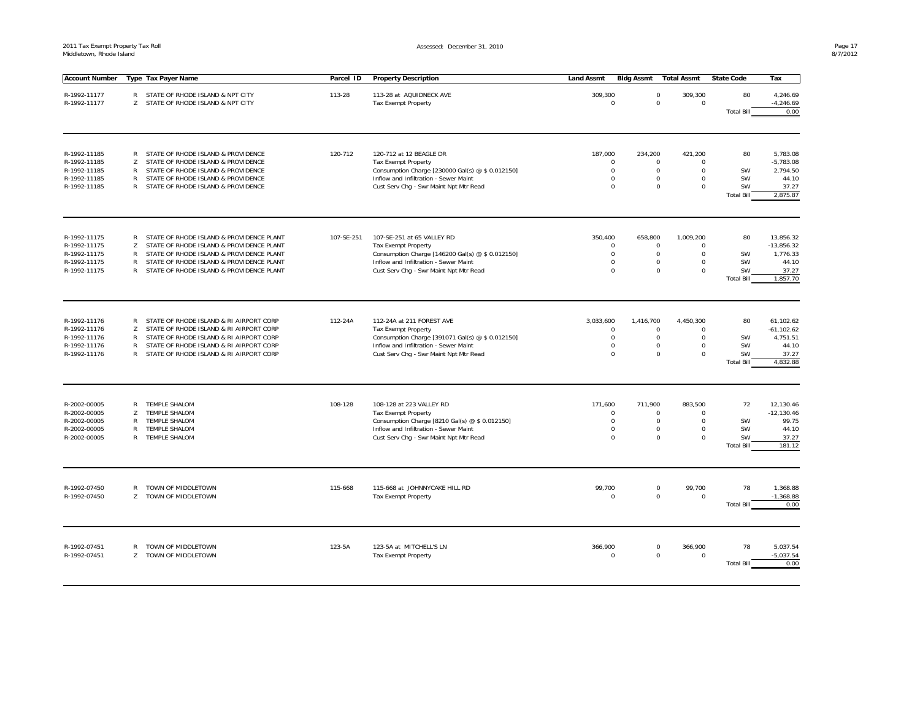| Account Number | Type | Tax Payer Name | Parcel ID | Property Description | Land Assmt | Bldg Assmt | Total Assmt | State Code | Tax |
|---|---|---|---|---|---|---|---|---|---|
| R-1992-11177 | R | STATE OF RHODE ISLAND & NPT CITY | 113-28 | 113-28 at AQUIDNECK AVE | 309,300 | 0 | 309,300 | 80 | 4,246.69 |
| R-1992-11177 | Z | STATE OF RHODE ISLAND & NPT CITY | | Tax Exempt Property | 0 | 0 | 0 | | -4,246.69 |
| | | | | | | | | Total Bill | 0.00 |
| R-1992-11185 | R | STATE OF RHODE ISLAND & PROVIDENCE | 120-712 | 120-712 at 12 BEAGLE DR | 187,000 | 234,200 | 421,200 | 80 | 5,783.08 |
| R-1992-11185 | Z | STATE OF RHODE ISLAND & PROVIDENCE | | Tax Exempt Property | 0 | 0 | 0 | | -5,783.08 |
| R-1992-11185 | R | STATE OF RHODE ISLAND & PROVIDENCE | | Consumption Charge [230000 Gal(s) @ $ 0.012150] | 0 | 0 | 0 | SW | 2,794.50 |
| R-1992-11185 | R | STATE OF RHODE ISLAND & PROVIDENCE | | Inflow and Infiltration - Sewer Maint | 0 | 0 | 0 | SW | 44.10 |
| R-1992-11185 | R | STATE OF RHODE ISLAND & PROVIDENCE | | Cust Serv Chg - Swr Maint Npt Mtr Read | 0 | 0 | 0 | SW | 37.27 |
| | | | | | | | | Total Bill | 2,875.87 |
| R-1992-11175 | R | STATE OF RHODE ISLAND & PROVIDENCE PLANT | 107-SE-251 | 107-SE-251 at 65 VALLEY RD | 350,400 | 658,800 | 1,009,200 | 80 | 13,856.32 |
| R-1992-11175 | Z | STATE OF RHODE ISLAND & PROVIDENCE PLANT | | Tax Exempt Property | 0 | 0 | 0 | | -13,856.32 |
| R-1992-11175 | R | STATE OF RHODE ISLAND & PROVIDENCE PLANT | | Consumption Charge [146200 Gal(s) @ $ 0.012150] | 0 | 0 | 0 | SW | 1,776.33 |
| R-1992-11175 | R | STATE OF RHODE ISLAND & PROVIDENCE PLANT | | Inflow and Infiltration - Sewer Maint | 0 | 0 | 0 | SW | 44.10 |
| R-1992-11175 | R | STATE OF RHODE ISLAND & PROVIDENCE PLANT | | Cust Serv Chg - Swr Maint Npt Mtr Read | 0 | 0 | 0 | SW | 37.27 |
| | | | | | | | | Total Bill | 1,857.70 |
| R-1992-11176 | R | STATE OF RHODE ISLAND & RI AIRPORT CORP | 112-24A | 112-24A at 211 FOREST AVE | 3,033,600 | 1,416,700 | 4,450,300 | 80 | 61,102.62 |
| R-1992-11176 | Z | STATE OF RHODE ISLAND & RI AIRPORT CORP | | Tax Exempt Property | 0 | 0 | 0 | | -61,102.62 |
| R-1992-11176 | R | STATE OF RHODE ISLAND & RI AIRPORT CORP | | Consumption Charge [391071 Gal(s) @ $ 0.012150] | 0 | 0 | 0 | SW | 4,751.51 |
| R-1992-11176 | R | STATE OF RHODE ISLAND & RI AIRPORT CORP | | Inflow and Infiltration - Sewer Maint | 0 | 0 | 0 | SW | 44.10 |
| R-1992-11176 | R | STATE OF RHODE ISLAND & RI AIRPORT CORP | | Cust Serv Chg - Swr Maint Npt Mtr Read | 0 | 0 | 0 | SW | 37.27 |
| | | | | | | | | Total Bill | 4,832.88 |
| R-2002-00005 | R | TEMPLE SHALOM | 108-128 | 108-128 at 223 VALLEY RD | 171,600 | 711,900 | 883,500 | 72 | 12,130.46 |
| R-2002-00005 | Z | TEMPLE SHALOM | | Tax Exempt Property | 0 | 0 | 0 | | -12,130.46 |
| R-2002-00005 | R | TEMPLE SHALOM | | Consumption Charge [8210 Gal(s) @ $ 0.012150] | 0 | 0 | 0 | SW | 99.75 |
| R-2002-00005 | R | TEMPLE SHALOM | | Inflow and Infiltration - Sewer Maint | 0 | 0 | 0 | SW | 44.10 |
| R-2002-00005 | R | TEMPLE SHALOM | | Cust Serv Chg - Swr Maint Npt Mtr Read | 0 | 0 | 0 | SW | 37.27 |
| | | | | | | | | Total Bill | 181.12 |
| R-1992-07450 | R | TOWN OF MIDDLETOWN | 115-668 | 115-668 at JOHNNYCAKE HILL RD | 99,700 | 0 | 99,700 | 78 | 1,368.88 |
| R-1992-07450 | Z | TOWN OF MIDDLETOWN | | Tax Exempt Property | 0 | 0 | 0 | | -1,368.88 |
| | | | | | | | | Total Bill | 0.00 |
| R-1992-07451 | R | TOWN OF MIDDLETOWN | 123-5A | 123-5A at MITCHELL'S LN | 366,900 | 0 | 366,900 | 78 | 5,037.54 |
| R-1992-07451 | Z | TOWN OF MIDDLETOWN | | Tax Exempt Property | 0 | 0 | 0 | | -5,037.54 |
| | | | | | | | | Total Bill | 0.00 |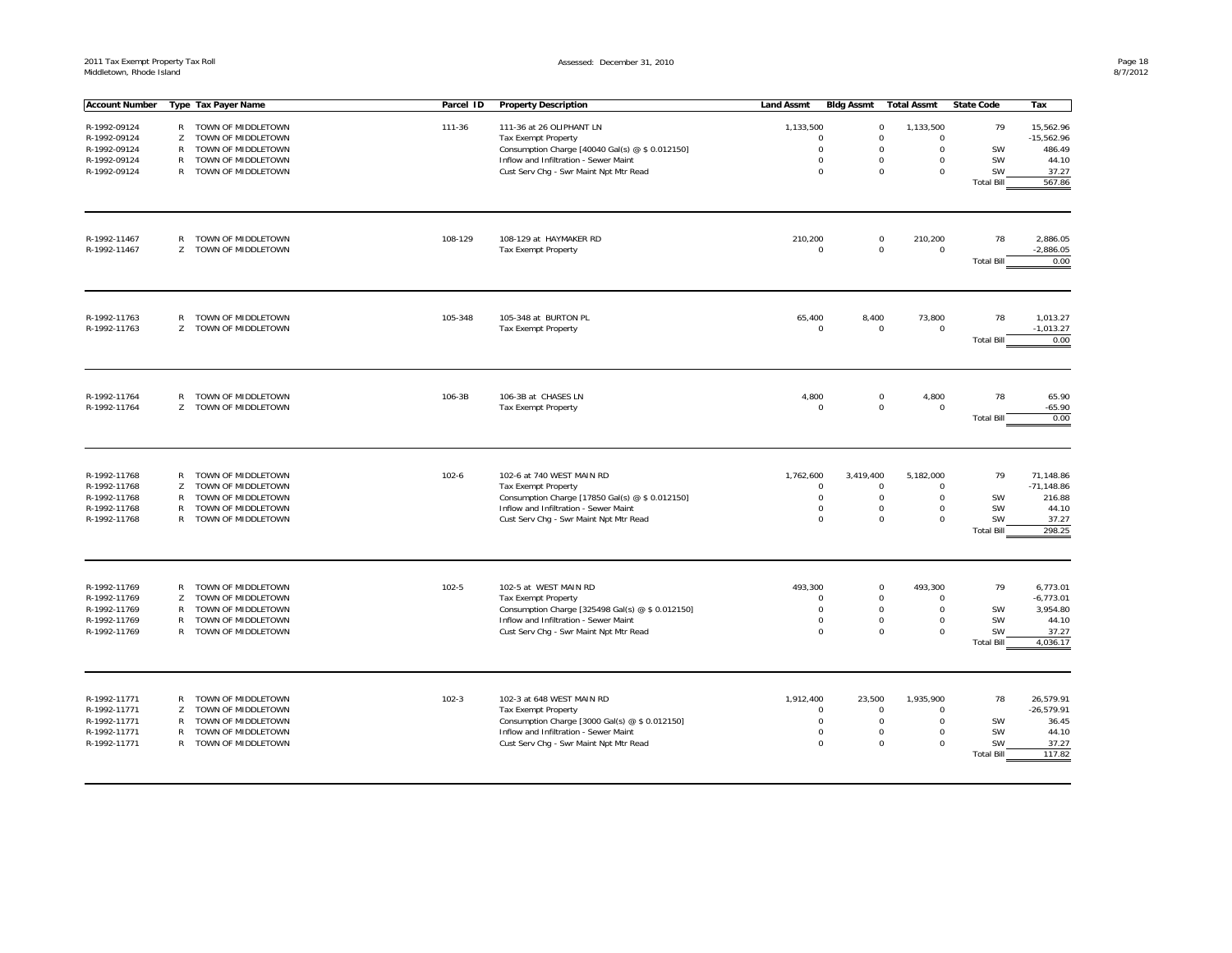2011 Tax Exempt Property Tax Roll
Middletown, Rhode Island

Assessed: December 31, 2010

| Account Number | Type | Tax Payer Name | Parcel ID | Property Description | Land Assmt | Bldg Assmt | Total Assmt | State Code | Tax |
|---|---|---|---|---|---|---|---|---|---|
| R-1992-09124 | R | TOWN OF MIDDLETOWN | 111-36 | 111-36 at 26 OLIPHANT LN | 1,133,500 | 0 | 1,133,500 | 79 | 15,562.96 |
| R-1992-09124 | Z | TOWN OF MIDDLETOWN | | Tax Exempt Property | 0 | 0 | 0 | | -15,562.96 |
| R-1992-09124 | R | TOWN OF MIDDLETOWN | | Consumption Charge [40040 Gal(s) @ $ 0.012150] | 0 | 0 | 0 | SW | 486.49 |
| R-1992-09124 | R | TOWN OF MIDDLETOWN | | Inflow and Infiltration - Sewer Maint | 0 | 0 | 0 | SW | 44.10 |
| R-1992-09124 | R | TOWN OF MIDDLETOWN | | Cust Serv Chg - Swr Maint Npt Mtr Read | 0 | 0 | 0 | SW | 37.27 |
| | | | | | | | | Total Bill | 567.86 |
| R-1992-11467 | R | TOWN OF MIDDLETOWN | 108-129 | 108-129 at HAYMAKER RD | 210,200 | 0 | 210,200 | 78 | 2,886.05 |
| R-1992-11467 | Z | TOWN OF MIDDLETOWN | | Tax Exempt Property | 0 | 0 | 0 | | -2,886.05 |
| | | | | | | | | Total Bill | 0.00 |
| R-1992-11763 | R | TOWN OF MIDDLETOWN | 105-348 | 105-348 at BURTON PL | 65,400 | 8,400 | 73,800 | 78 | 1,013.27 |
| R-1992-11763 | Z | TOWN OF MIDDLETOWN | | Tax Exempt Property | 0 | 0 | 0 | | -1,013.27 |
| | | | | | | | | Total Bill | 0.00 |
| R-1992-11764 | R | TOWN OF MIDDLETOWN | 106-3B | 106-3B at CHASES LN | 4,800 | 0 | 4,800 | 78 | 65.90 |
| R-1992-11764 | Z | TOWN OF MIDDLETOWN | | Tax Exempt Property | 0 | 0 | 0 | | -65.90 |
| | | | | | | | | Total Bill | 0.00 |
| R-1992-11768 | R | TOWN OF MIDDLETOWN | 102-6 | 102-6 at 740 WEST MAIN RD | 1,762,600 | 3,419,400 | 5,182,000 | 79 | 71,148.86 |
| R-1992-11768 | Z | TOWN OF MIDDLETOWN | | Tax Exempt Property | 0 | 0 | 0 | | -71,148.86 |
| R-1992-11768 | R | TOWN OF MIDDLETOWN | | Consumption Charge [17850 Gal(s) @ $ 0.012150] | 0 | 0 | 0 | SW | 216.88 |
| R-1992-11768 | R | TOWN OF MIDDLETOWN | | Inflow and Infiltration - Sewer Maint | 0 | 0 | 0 | SW | 44.10 |
| R-1992-11768 | R | TOWN OF MIDDLETOWN | | Cust Serv Chg - Swr Maint Npt Mtr Read | 0 | 0 | 0 | SW | 37.27 |
| | | | | | | | | Total Bill | 298.25 |
| R-1992-11769 | R | TOWN OF MIDDLETOWN | 102-5 | 102-5 at WEST MAIN RD | 493,300 | 0 | 493,300 | 79 | 6,773.01 |
| R-1992-11769 | Z | TOWN OF MIDDLETOWN | | Tax Exempt Property | 0 | 0 | 0 | | -6,773.01 |
| R-1992-11769 | R | TOWN OF MIDDLETOWN | | Consumption Charge [325498 Gal(s) @ $ 0.012150] | 0 | 0 | 0 | SW | 3,954.80 |
| R-1992-11769 | R | TOWN OF MIDDLETOWN | | Inflow and Infiltration - Sewer Maint | 0 | 0 | 0 | SW | 44.10 |
| R-1992-11769 | R | TOWN OF MIDDLETOWN | | Cust Serv Chg - Swr Maint Npt Mtr Read | 0 | 0 | 0 | SW | 37.27 |
| | | | | | | | | Total Bill | 4,036.17 |
| R-1992-11771 | R | TOWN OF MIDDLETOWN | 102-3 | 102-3 at 648 WEST MAIN RD | 1,912,400 | 23,500 | 1,935,900 | 78 | 26,579.91 |
| R-1992-11771 | Z | TOWN OF MIDDLETOWN | | Tax Exempt Property | 0 | 0 | 0 | | -26,579.91 |
| R-1992-11771 | R | TOWN OF MIDDLETOWN | | Consumption Charge [3000 Gal(s) @ $ 0.012150] | 0 | 0 | 0 | SW | 36.45 |
| R-1992-11771 | R | TOWN OF MIDDLETOWN | | Inflow and Infiltration - Sewer Maint | 0 | 0 | 0 | SW | 44.10 |
| R-1992-11771 | R | TOWN OF MIDDLETOWN | | Cust Serv Chg - Swr Maint Npt Mtr Read | 0 | 0 | 0 | SW | 37.27 |
| | | | | | | | | Total Bill | 117.82 |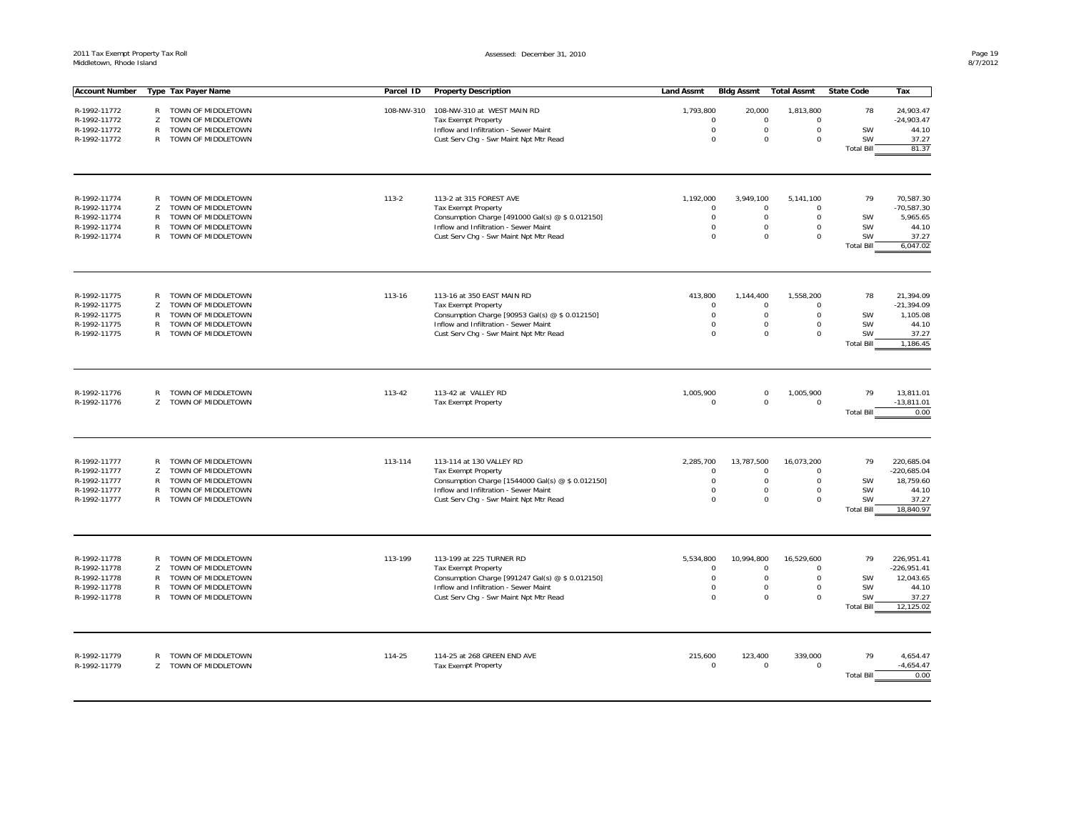2011 Tax Exempt Property Tax Roll
Middletown, Rhode Island

Assessed: December 31, 2010

| Account Number | Type | Tax Payer Name | Parcel ID | Property Description | Land Assmt | Bldg Assmt | Total Assmt | State Code | Tax |
|---|---|---|---|---|---|---|---|---|---|
| R-1992-11772 | R | TOWN OF MIDDLETOWN | 108-NW-310 | 108-NW-310 at WEST MAIN RD | 1,793,800 | 20,000 | 1,813,800 | 78 | 24,903.47 |
| R-1992-11772 | Z | TOWN OF MIDDLETOWN | | Tax Exempt Property | 0 | 0 | 0 | | -24,903.47 |
| R-1992-11772 | R | TOWN OF MIDDLETOWN | | Inflow and Infiltration - Sewer Maint | 0 | 0 | 0 | SW | 44.10 |
| R-1992-11772 | R | TOWN OF MIDDLETOWN | | Cust Serv Chg - Swr Maint Npt Mtr Read | 0 | 0 | 0 | SW | 37.27 |
| | | | | | | | | Total Bill | 81.37 |
| R-1992-11774 | R | TOWN OF MIDDLETOWN | 113-2 | 113-2 at 315 FOREST AVE | 1,192,000 | 3,949,100 | 5,141,100 | 79 | 70,587.30 |
| R-1992-11774 | Z | TOWN OF MIDDLETOWN | | Tax Exempt Property | 0 | 0 | 0 | | -70,587.30 |
| R-1992-11774 | R | TOWN OF MIDDLETOWN | | Consumption Charge [491000 Gal(s) @ $ 0.012150] | 0 | 0 | 0 | SW | 5,965.65 |
| R-1992-11774 | R | TOWN OF MIDDLETOWN | | Inflow and Infiltration - Sewer Maint | 0 | 0 | 0 | SW | 44.10 |
| R-1992-11774 | R | TOWN OF MIDDLETOWN | | Cust Serv Chg - Swr Maint Npt Mtr Read | 0 | 0 | 0 | SW | 37.27 |
| | | | | | | | | Total Bill | 6,047.02 |
| R-1992-11775 | R | TOWN OF MIDDLETOWN | 113-16 | 113-16 at 350 EAST MAIN RD | 413,800 | 1,144,400 | 1,558,200 | 78 | 21,394.09 |
| R-1992-11775 | Z | TOWN OF MIDDLETOWN | | Tax Exempt Property | 0 | 0 | 0 | | -21,394.09 |
| R-1992-11775 | R | TOWN OF MIDDLETOWN | | Consumption Charge [90953 Gal(s) @ $ 0.012150] | 0 | 0 | 0 | SW | 1,105.08 |
| R-1992-11775 | R | TOWN OF MIDDLETOWN | | Inflow and Infiltration - Sewer Maint | 0 | 0 | 0 | SW | 44.10 |
| R-1992-11775 | R | TOWN OF MIDDLETOWN | | Cust Serv Chg - Swr Maint Npt Mtr Read | 0 | 0 | 0 | SW | 37.27 |
| | | | | | | | | Total Bill | 1,186.45 |
| R-1992-11776 | R | TOWN OF MIDDLETOWN | 113-42 | 113-42 at VALLEY RD | 1,005,900 | 0 | 1,005,900 | 79 | 13,811.01 |
| R-1992-11776 | Z | TOWN OF MIDDLETOWN | | Tax Exempt Property | 0 | 0 | 0 | | -13,811.01 |
| | | | | | | | | Total Bill | 0.00 |
| R-1992-11777 | R | TOWN OF MIDDLETOWN | 113-114 | 113-114 at 130 VALLEY RD | 2,285,700 | 13,787,500 | 16,073,200 | 79 | 220,685.04 |
| R-1992-11777 | Z | TOWN OF MIDDLETOWN | | Tax Exempt Property | 0 | 0 | 0 | | -220,685.04 |
| R-1992-11777 | R | TOWN OF MIDDLETOWN | | Consumption Charge [1544000 Gal(s) @ $ 0.012150] | 0 | 0 | 0 | SW | 18,759.60 |
| R-1992-11777 | R | TOWN OF MIDDLETOWN | | Inflow and Infiltration - Sewer Maint | 0 | 0 | 0 | SW | 44.10 |
| R-1992-11777 | R | TOWN OF MIDDLETOWN | | Cust Serv Chg - Swr Maint Npt Mtr Read | 0 | 0 | 0 | SW | 37.27 |
| | | | | | | | | Total Bill | 18,840.97 |
| R-1992-11778 | R | TOWN OF MIDDLETOWN | 113-199 | 113-199 at 225 TURNER RD | 5,534,800 | 10,994,800 | 16,529,600 | 79 | 226,951.41 |
| R-1992-11778 | Z | TOWN OF MIDDLETOWN | | Tax Exempt Property | 0 | 0 | 0 | | -226,951.41 |
| R-1992-11778 | R | TOWN OF MIDDLETOWN | | Consumption Charge [991247 Gal(s) @ $ 0.012150] | 0 | 0 | 0 | SW | 12,043.65 |
| R-1992-11778 | R | TOWN OF MIDDLETOWN | | Inflow and Infiltration - Sewer Maint | 0 | 0 | 0 | SW | 44.10 |
| R-1992-11778 | R | TOWN OF MIDDLETOWN | | Cust Serv Chg - Swr Maint Npt Mtr Read | 0 | 0 | 0 | SW | 37.27 |
| | | | | | | | | Total Bill | 12,125.02 |
| R-1992-11779 | R | TOWN OF MIDDLETOWN | 114-25 | 114-25 at 268 GREEN END AVE | 215,600 | 123,400 | 339,000 | 79 | 4,654.47 |
| R-1992-11779 | Z | TOWN OF MIDDLETOWN | | Tax Exempt Property | 0 | 0 | 0 | | -4,654.47 |
| | | | | | | | | Total Bill | 0.00 |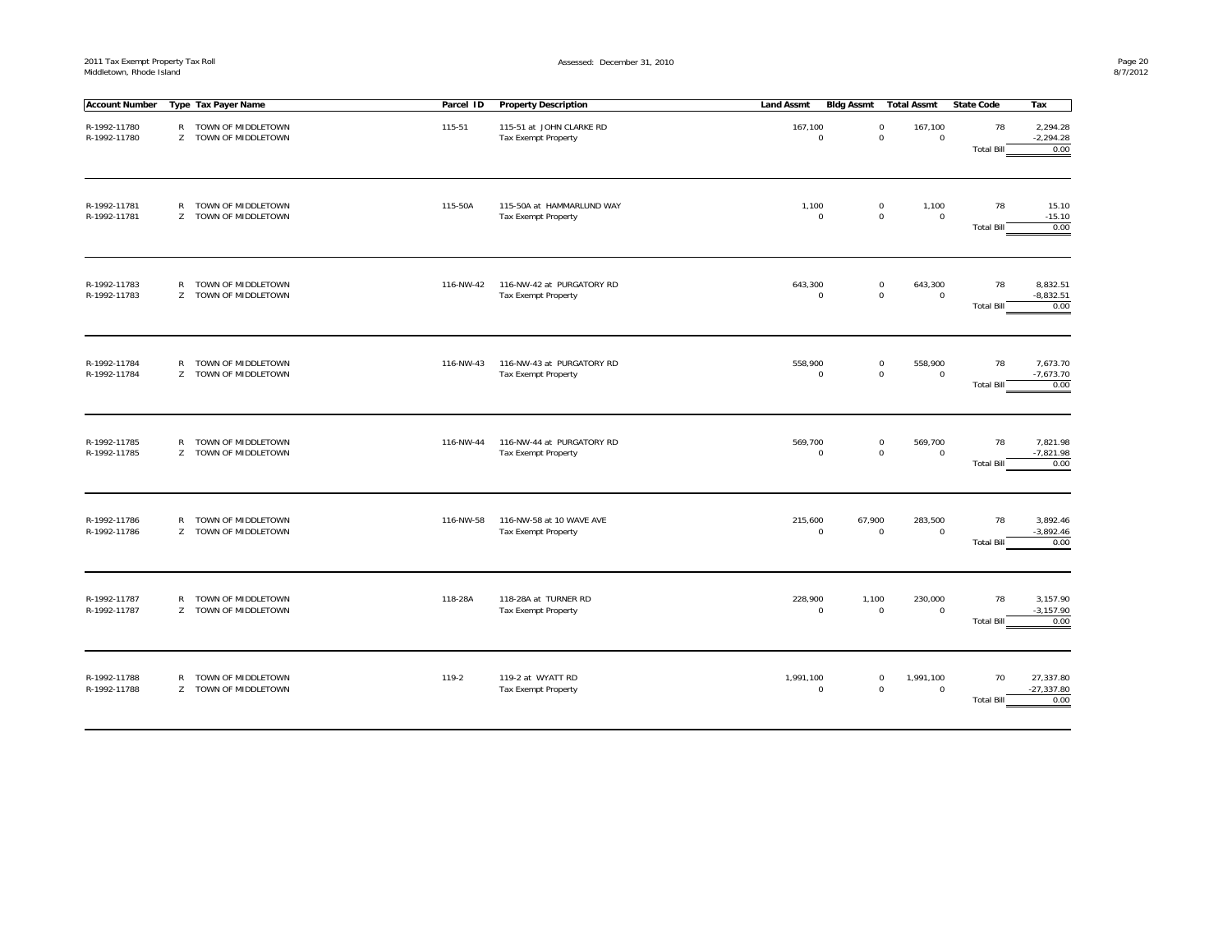| Account Number | Type | Tax Payer Name | Parcel ID | Property Description | Land Assmt | Bldg Assmt | Total Assmt | State Code | Tax |
|---|---|---|---|---|---|---|---|---|---|
| R-1992-11780 | R | TOWN OF MIDDLETOWN | 115-51 | 115-51 at JOHN CLARKE RD | 167,100 | 0 | 167,100 | 78 | 2,294.28 |
| R-1992-11780 | Z | TOWN OF MIDDLETOWN | | Tax Exempt Property | 0 | 0 | 0 | | -2,294.28 |
| | | | | | | | | Total Bill | 0.00 |
| R-1992-11781 | R | TOWN OF MIDDLETOWN | 115-50A | 115-50A at HAMMARLUND WAY | 1,100 | 0 | 1,100 | 78 | 15.10 |
| R-1992-11781 | Z | TOWN OF MIDDLETOWN | | Tax Exempt Property | 0 | 0 | 0 | | -15.10 |
| | | | | | | | | Total Bill | 0.00 |
| R-1992-11783 | R | TOWN OF MIDDLETOWN | 116-NW-42 | 116-NW-42 at PURGATORY RD | 643,300 | 0 | 643,300 | 78 | 8,832.51 |
| R-1992-11783 | Z | TOWN OF MIDDLETOWN | | Tax Exempt Property | 0 | 0 | 0 | | -8,832.51 |
| | | | | | | | | Total Bill | 0.00 |
| R-1992-11784 | R | TOWN OF MIDDLETOWN | 116-NW-43 | 116-NW-43 at PURGATORY RD | 558,900 | 0 | 558,900 | 78 | 7,673.70 |
| R-1992-11784 | Z | TOWN OF MIDDLETOWN | | Tax Exempt Property | 0 | 0 | 0 | | -7,673.70 |
| | | | | | | | | Total Bill | 0.00 |
| R-1992-11785 | R | TOWN OF MIDDLETOWN | 116-NW-44 | 116-NW-44 at PURGATORY RD | 569,700 | 0 | 569,700 | 78 | 7,821.98 |
| R-1992-11785 | Z | TOWN OF MIDDLETOWN | | Tax Exempt Property | 0 | 0 | 0 | | -7,821.98 |
| | | | | | | | | Total Bill | 0.00 |
| R-1992-11786 | R | TOWN OF MIDDLETOWN | 116-NW-58 | 116-NW-58 at 10 WAVE AVE | 215,600 | 67,900 | 283,500 | 78 | 3,892.46 |
| R-1992-11786 | Z | TOWN OF MIDDLETOWN | | Tax Exempt Property | 0 | 0 | 0 | | -3,892.46 |
| | | | | | | | | Total Bill | 0.00 |
| R-1992-11787 | R | TOWN OF MIDDLETOWN | 118-28A | 118-28A at TURNER RD | 228,900 | 1,100 | 230,000 | 78 | 3,157.90 |
| R-1992-11787 | Z | TOWN OF MIDDLETOWN | | Tax Exempt Property | 0 | 0 | 0 | | -3,157.90 |
| | | | | | | | | Total Bill | 0.00 |
| R-1992-11788 | R | TOWN OF MIDDLETOWN | 119-2 | 119-2 at WYATT RD | 1,991,100 | 0 | 1,991,100 | 70 | 27,337.80 |
| R-1992-11788 | Z | TOWN OF MIDDLETOWN | | Tax Exempt Property | 0 | 0 | 0 | | -27,337.80 |
| | | | | | | | | Total Bill | 0.00 |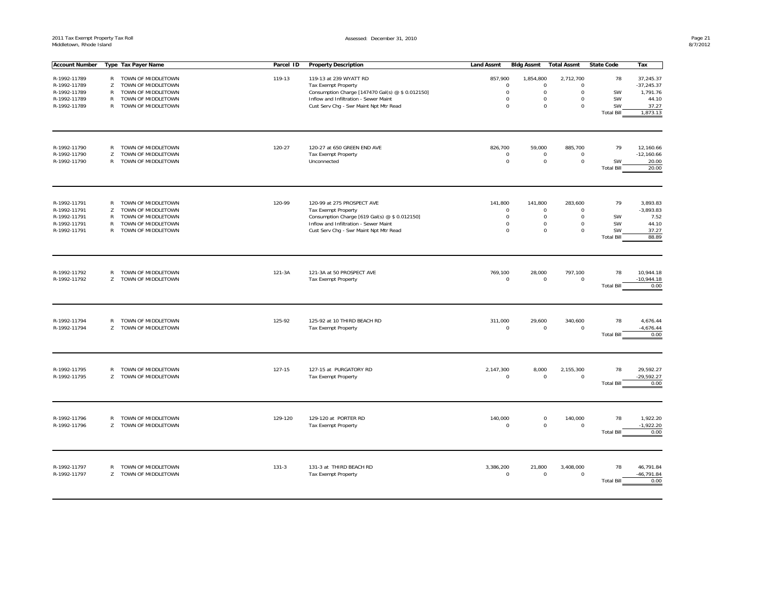2011 Tax Exempt Property Tax Roll
Middletown, Rhode Island

Assessed: December 31, 2010

| Account Number | Type | Tax Payer Name | Parcel ID | Property Description | Land Assmt | Bldg Assmt | Total Assmt | State Code | Tax |
|---|---|---|---|---|---|---|---|---|---|
| R-1992-11789 | R | TOWN OF MIDDLETOWN | 119-13 | 119-13 at 239 WYATT RD | 857,900 | 1,854,800 | 2,712,700 | 78 | 37,245.37 |
| R-1992-11789 | Z | TOWN OF MIDDLETOWN | | Tax Exempt Property | 0 | 0 | 0 | | -37,245.37 |
| R-1992-11789 | R | TOWN OF MIDDLETOWN | | Consumption Charge [147470 Gal(s) @ $ 0.012150] | 0 | 0 | 0 | SW | 1,791.76 |
| R-1992-11789 | R | TOWN OF MIDDLETOWN | | Inflow and Infiltration - Sewer Maint | 0 | 0 | 0 | SW | 44.10 |
| R-1992-11789 | R | TOWN OF MIDDLETOWN | | Cust Serv Chg - Swr Maint Npt Mtr Read | 0 | 0 | 0 | SW | 37.27 |
| | | | | | | | | Total Bill | 1,873.13 |
| R-1992-11790 | R | TOWN OF MIDDLETOWN | 120-27 | 120-27 at 650 GREEN END AVE | 826,700 | 59,000 | 885,700 | 79 | 12,160.66 |
| R-1992-11790 | Z | TOWN OF MIDDLETOWN | | Tax Exempt Property | 0 | 0 | 0 | | -12,160.66 |
| R-1992-11790 | R | TOWN OF MIDDLETOWN | | Unconnected | 0 | 0 | 0 | SW | 20.00 |
| | | | | | | | | Total Bill | 20.00 |
| R-1992-11791 | R | TOWN OF MIDDLETOWN | 120-99 | 120-99 at 275 PROSPECT AVE | 141,800 | 141,800 | 283,600 | 79 | 3,893.83 |
| R-1992-11791 | Z | TOWN OF MIDDLETOWN | | Tax Exempt Property | 0 | 0 | 0 | | -3,893.83 |
| R-1992-11791 | R | TOWN OF MIDDLETOWN | | Consumption Charge [619 Gal(s) @ $ 0.012150] | 0 | 0 | 0 | SW | 7.52 |
| R-1992-11791 | R | TOWN OF MIDDLETOWN | | Inflow and Infiltration - Sewer Maint | 0 | 0 | 0 | SW | 44.10 |
| R-1992-11791 | R | TOWN OF MIDDLETOWN | | Cust Serv Chg - Swr Maint Npt Mtr Read | 0 | 0 | 0 | SW | 37.27 |
| | | | | | | | | Total Bill | 88.89 |
| R-1992-11792 | R | TOWN OF MIDDLETOWN | 121-3A | 121-3A at 50 PROSPECT AVE | 769,100 | 28,000 | 797,100 | 78 | 10,944.18 |
| R-1992-11792 | Z | TOWN OF MIDDLETOWN | | Tax Exempt Property | 0 | 0 | 0 | | -10,944.18 |
| | | | | | | | | Total Bill | 0.00 |
| R-1992-11794 | R | TOWN OF MIDDLETOWN | 125-92 | 125-92 at 10 THIRD BEACH RD | 311,000 | 29,600 | 340,600 | 78 | 4,676.44 |
| R-1992-11794 | Z | TOWN OF MIDDLETOWN | | Tax Exempt Property | 0 | 0 | 0 | | -4,676.44 |
| | | | | | | | | Total Bill | 0.00 |
| R-1992-11795 | R | TOWN OF MIDDLETOWN | 127-15 | 127-15 at PURGATORY RD | 2,147,300 | 8,000 | 2,155,300 | 78 | 29,592.27 |
| R-1992-11795 | Z | TOWN OF MIDDLETOWN | | Tax Exempt Property | 0 | 0 | 0 | | -29,592.27 |
| | | | | | | | | Total Bill | 0.00 |
| R-1992-11796 | R | TOWN OF MIDDLETOWN | 129-120 | 129-120 at PORTER RD | 140,000 | 0 | 140,000 | 78 | 1,922.20 |
| R-1992-11796 | Z | TOWN OF MIDDLETOWN | | Tax Exempt Property | 0 | 0 | 0 | | -1,922.20 |
| | | | | | | | | Total Bill | 0.00 |
| R-1992-11797 | R | TOWN OF MIDDLETOWN | 131-3 | 131-3 at THIRD BEACH RD | 3,386,200 | 21,800 | 3,408,000 | 78 | 46,791.84 |
| R-1992-11797 | Z | TOWN OF MIDDLETOWN | | Tax Exempt Property | 0 | 0 | 0 | | -46,791.84 |
| | | | | | | | | Total Bill | 0.00 |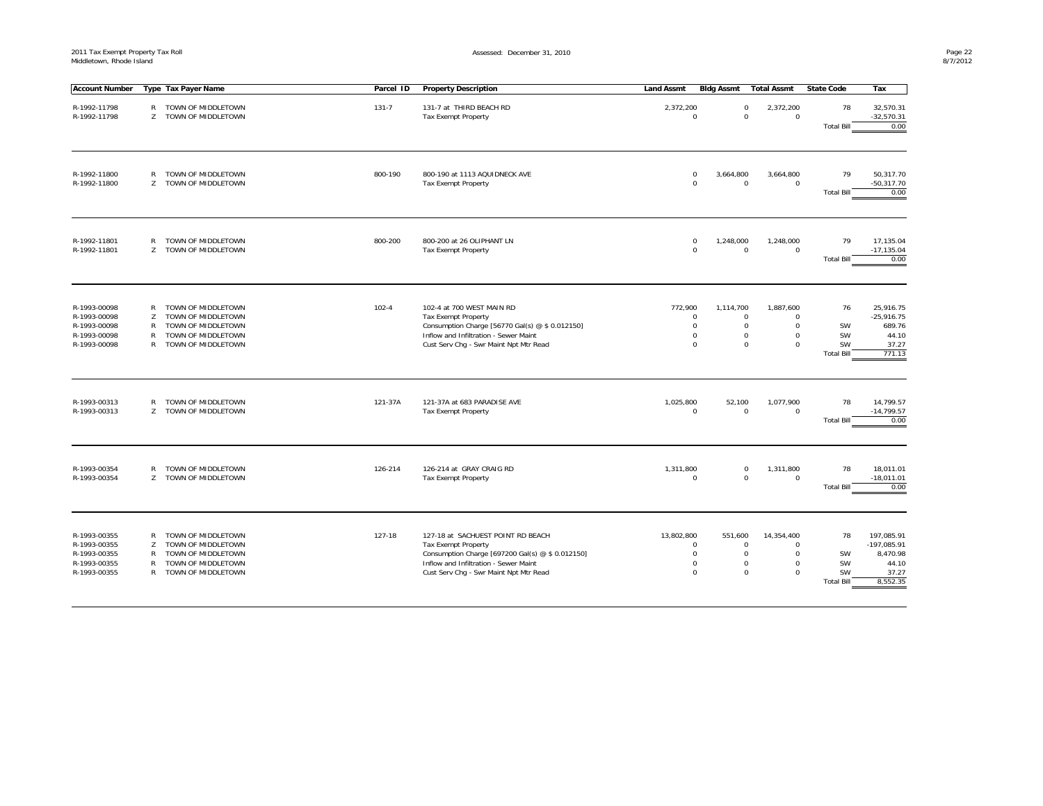| Account Number | Type | Tax Payer Name | Parcel ID | Property Description | Land Assmt | Bldg Assmt | Total Assmt | State Code | Tax |
|---|---|---|---|---|---|---|---|---|---|
| R-1992-11798 | R | TOWN OF MIDDLETOWN | 131-7 | 131-7 at THIRD BEACH RD | 2,372,200 | 0 | 2,372,200 | 78 | 32,570.31 |
| R-1992-11798 | Z | TOWN OF MIDDLETOWN | | Tax Exempt Property | 0 | 0 | 0 | | -32,570.31 |
| | | | | | | | | Total Bill | 0.00 |
| R-1992-11800 | R | TOWN OF MIDDLETOWN | 800-190 | 800-190 at 1113 AQUIDNECK AVE | 0 | 3,664,800 | 3,664,800 | 79 | 50,317.70 |
| R-1992-11800 | Z | TOWN OF MIDDLETOWN | | Tax Exempt Property | 0 | 0 | 0 | | -50,317.70 |
| | | | | | | | | Total Bill | 0.00 |
| R-1992-11801 | R | TOWN OF MIDDLETOWN | 800-200 | 800-200 at 26 OLIPHANT LN | 0 | 1,248,000 | 1,248,000 | 79 | 17,135.04 |
| R-1992-11801 | Z | TOWN OF MIDDLETOWN | | Tax Exempt Property | 0 | 0 | 0 | | -17,135.04 |
| | | | | | | | | Total Bill | 0.00 |
| R-1993-00098 | R | TOWN OF MIDDLETOWN | 102-4 | 102-4 at 700 WEST MAIN RD | 772,900 | 1,114,700 | 1,887,600 | 76 | 25,916.75 |
| R-1993-00098 | Z | TOWN OF MIDDLETOWN | | Tax Exempt Property | 0 | 0 | 0 | | -25,916.75 |
| R-1993-00098 | R | TOWN OF MIDDLETOWN | | Consumption Charge [56770 Gal(s) @ $ 0.012150] | 0 | 0 | 0 | SW | 689.76 |
| R-1993-00098 | R | TOWN OF MIDDLETOWN | | Inflow and Infiltration - Sewer Maint | 0 | 0 | 0 | SW | 44.10 |
| R-1993-00098 | R | TOWN OF MIDDLETOWN | | Cust Serv Chg - Swr Maint Npt Mtr Read | 0 | 0 | 0 | SW | 37.27 |
| | | | | | | | | Total Bill | 771.13 |
| R-1993-00313 | R | TOWN OF MIDDLETOWN | 121-37A | 121-37A at 683 PARADISE AVE | 1,025,800 | 52,100 | 1,077,900 | 78 | 14,799.57 |
| R-1993-00313 | Z | TOWN OF MIDDLETOWN | | Tax Exempt Property | 0 | 0 | 0 | | -14,799.57 |
| | | | | | | | | Total Bill | 0.00 |
| R-1993-00354 | R | TOWN OF MIDDLETOWN | 126-214 | 126-214 at GRAY CRAIG RD | 1,311,800 | 0 | 1,311,800 | 78 | 18,011.01 |
| R-1993-00354 | Z | TOWN OF MIDDLETOWN | | Tax Exempt Property | 0 | 0 | 0 | | -18,011.01 |
| | | | | | | | | Total Bill | 0.00 |
| R-1993-00355 | R | TOWN OF MIDDLETOWN | 127-18 | 127-18 at SACHUEST POINT RD BEACH | 13,802,800 | 551,600 | 14,354,400 | 78 | 197,085.91 |
| R-1993-00355 | Z | TOWN OF MIDDLETOWN | | Tax Exempt Property | 0 | 0 | 0 | | -197,085.91 |
| R-1993-00355 | R | TOWN OF MIDDLETOWN | | Consumption Charge [697200 Gal(s) @ $ 0.012150] | 0 | 0 | 0 | SW | 8,470.98 |
| R-1993-00355 | R | TOWN OF MIDDLETOWN | | Inflow and Infiltration - Sewer Maint | 0 | 0 | 0 | SW | 44.10 |
| R-1993-00355 | R | TOWN OF MIDDLETOWN | | Cust Serv Chg - Swr Maint Npt Mtr Read | 0 | 0 | 0 | SW | 37.27 |
| | | | | | | | | Total Bill | 8,552.35 |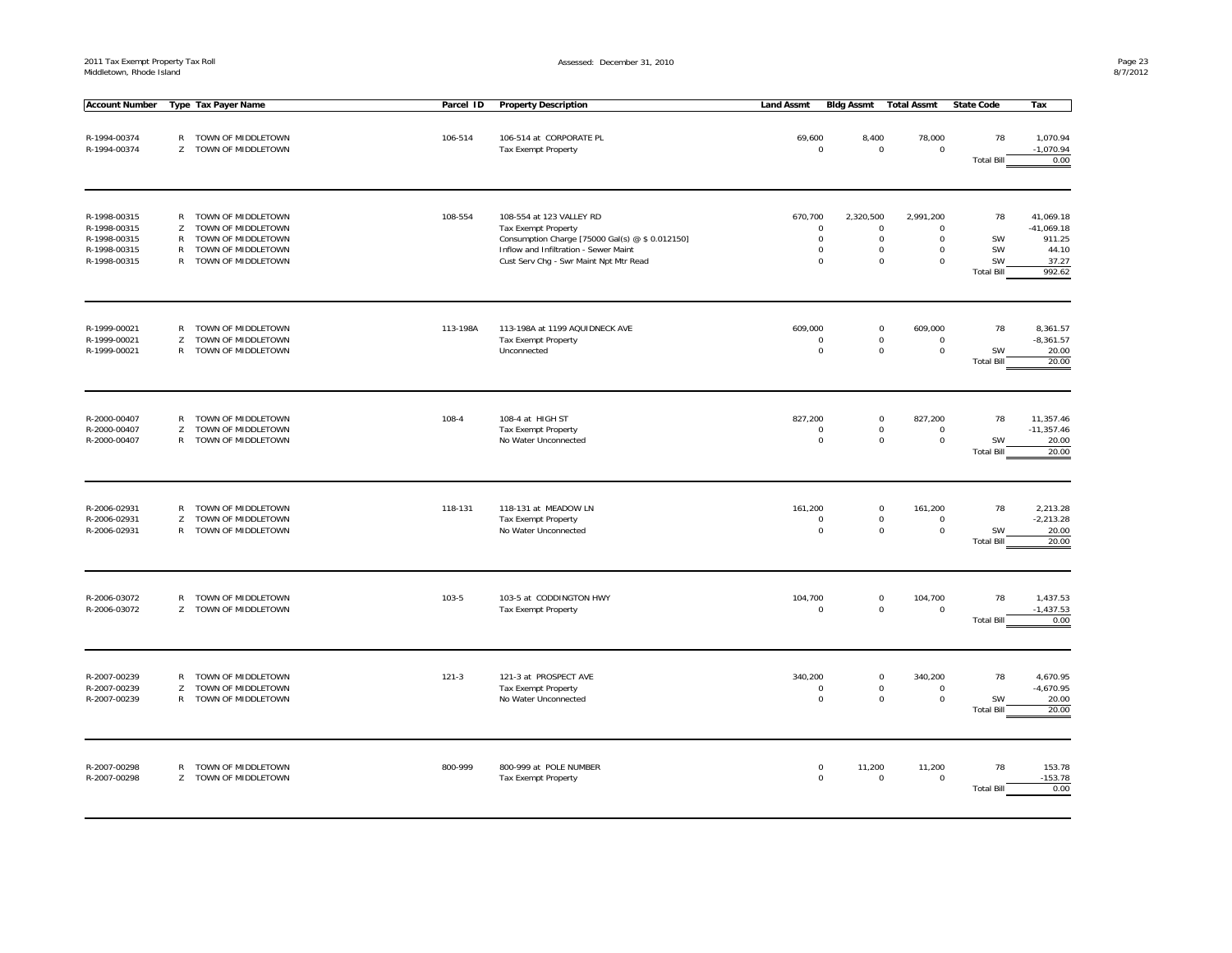| Account Number | Type | Tax Payer Name | Parcel ID | Property Description | Land Assmt | Bldg Assmt | Total Assmt | State Code | Tax |
|---|---|---|---|---|---|---|---|---|---|
| R-1994-00374 | R | TOWN OF MIDDLETOWN | 106-514 | 106-514 at CORPORATE PL | 69,600 | 8,400 | 78,000 | 78 | 1,070.94 |
| R-1994-00374 | Z | TOWN OF MIDDLETOWN | | Tax Exempt Property | 0 | 0 | 0 | | -1,070.94 |
| | | | | | | | | Total Bill | 0.00 |
| R-1998-00315 | R | TOWN OF MIDDLETOWN | 108-554 | 108-554 at 123 VALLEY RD | 670,700 | 2,320,500 | 2,991,200 | 78 | 41,069.18 |
| R-1998-00315 | Z | TOWN OF MIDDLETOWN | | Tax Exempt Property | 0 | 0 | 0 | | -41,069.18 |
| R-1998-00315 | R | TOWN OF MIDDLETOWN | | Consumption Charge [75000 Gal(s) @ $ 0.012150] | 0 | 0 | 0 | SW | 911.25 |
| R-1998-00315 | R | TOWN OF MIDDLETOWN | | Inflow and Infiltration - Sewer Maint | 0 | 0 | 0 | SW | 44.10 |
| R-1998-00315 | R | TOWN OF MIDDLETOWN | | Cust Serv Chg - Swr Maint Npt Mtr Read | 0 | 0 | 0 | SW | 37.27 |
| | | | | | | | | Total Bill | 992.62 |
| R-1999-00021 | R | TOWN OF MIDDLETOWN | 113-198A | 113-198A at 1199 AQUIDNECK AVE | 609,000 | 0 | 609,000 | 78 | 8,361.57 |
| R-1999-00021 | Z | TOWN OF MIDDLETOWN | | Tax Exempt Property | 0 | 0 | 0 | | -8,361.57 |
| R-1999-00021 | R | TOWN OF MIDDLETOWN | | Unconnected | 0 | 0 | 0 | SW | 20.00 |
| | | | | | | | | Total Bill | 20.00 |
| R-2000-00407 | R | TOWN OF MIDDLETOWN | 108-4 | 108-4 at HIGH ST | 827,200 | 0 | 827,200 | 78 | 11,357.46 |
| R-2000-00407 | Z | TOWN OF MIDDLETOWN | | Tax Exempt Property | 0 | 0 | 0 | | -11,357.46 |
| R-2000-00407 | R | TOWN OF MIDDLETOWN | | No Water Unconnected | 0 | 0 | 0 | SW | 20.00 |
| | | | | | | | | Total Bill | 20.00 |
| R-2006-02931 | R | TOWN OF MIDDLETOWN | 118-131 | 118-131 at MEADOW LN | 161,200 | 0 | 161,200 | 78 | 2,213.28 |
| R-2006-02931 | Z | TOWN OF MIDDLETOWN | | Tax Exempt Property | 0 | 0 | 0 | | -2,213.28 |
| R-2006-02931 | R | TOWN OF MIDDLETOWN | | No Water Unconnected | 0 | 0 | 0 | SW | 20.00 |
| | | | | | | | | Total Bill | 20.00 |
| R-2006-03072 | R | TOWN OF MIDDLETOWN | 103-5 | 103-5 at CODDINGTON HWY | 104,700 | 0 | 104,700 | 78 | 1,437.53 |
| R-2006-03072 | Z | TOWN OF MIDDLETOWN | | Tax Exempt Property | 0 | 0 | 0 | | -1,437.53 |
| | | | | | | | | Total Bill | 0.00 |
| R-2007-00239 | R | TOWN OF MIDDLETOWN | 121-3 | 121-3 at PROSPECT AVE | 340,200 | 0 | 340,200 | 78 | 4,670.95 |
| R-2007-00239 | Z | TOWN OF MIDDLETOWN | | Tax Exempt Property | 0 | 0 | 0 | | -4,670.95 |
| R-2007-00239 | R | TOWN OF MIDDLETOWN | | No Water Unconnected | 0 | 0 | 0 | SW | 20.00 |
| | | | | | | | | Total Bill | 20.00 |
| R-2007-00298 | R | TOWN OF MIDDLETOWN | 800-999 | 800-999 at POLE NUMBER | 0 | 11,200 | 11,200 | 78 | 153.78 |
| R-2007-00298 | Z | TOWN OF MIDDLETOWN | | Tax Exempt Property | 0 | 0 | 0 | | -153.78 |
| | | | | | | | | Total Bill | 0.00 |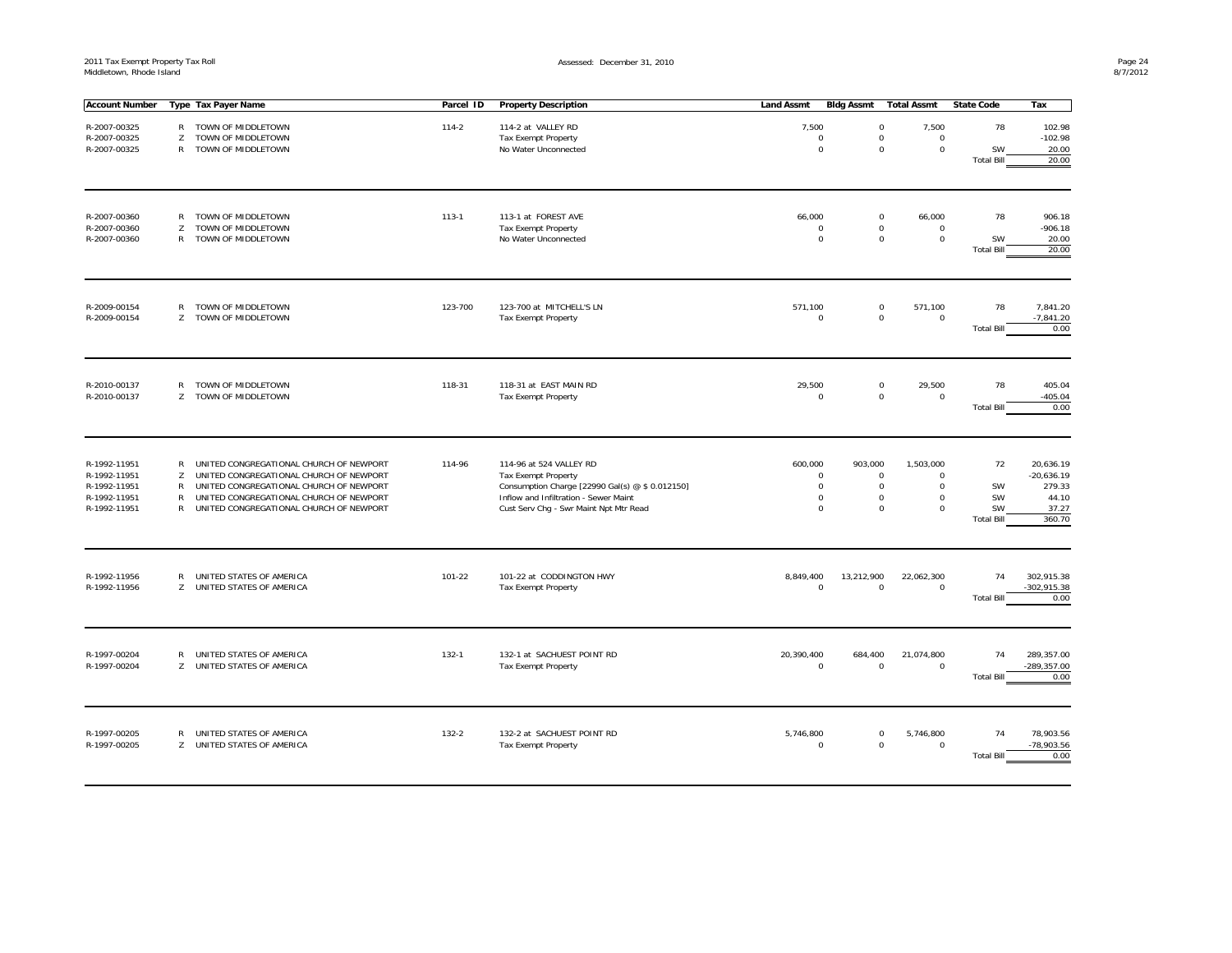| Account Number | Type | Tax Payer Name | Parcel ID | Property Description | Land Assmt | Bldg Assmt | Total Assmt | State Code | Tax |
|---|---|---|---|---|---|---|---|---|---|
| R-2007-00325 | R | TOWN OF MIDDLETOWN | 114-2 | 114-2 at VALLEY RD | 7,500 | 0 | 7,500 | 78 | 102.98 |
| R-2007-00325 | Z | TOWN OF MIDDLETOWN | | Tax Exempt Property | 0 | 0 | 0 | | -102.98 |
| R-2007-00325 | R | TOWN OF MIDDLETOWN | | No Water Unconnected | 0 | 0 | 0 | SW | 20.00 |
| | | | | | | | | Total Bill | 20.00 |
| R-2007-00360 | R | TOWN OF MIDDLETOWN | 113-1 | 113-1 at FOREST AVE | 66,000 | 0 | 66,000 | 78 | 906.18 |
| R-2007-00360 | Z | TOWN OF MIDDLETOWN | | Tax Exempt Property | 0 | 0 | 0 | | -906.18 |
| R-2007-00360 | R | TOWN OF MIDDLETOWN | | No Water Unconnected | 0 | 0 | 0 | SW | 20.00 |
| | | | | | | | | Total Bill | 20.00 |
| R-2009-00154 | R | TOWN OF MIDDLETOWN | 123-700 | 123-700 at MITCHELL'S LN | 571,100 | 0 | 571,100 | 78 | 7,841.20 |
| R-2009-00154 | Z | TOWN OF MIDDLETOWN | | Tax Exempt Property | 0 | 0 | 0 | | -7,841.20 |
| | | | | | | | | Total Bill | 0.00 |
| R-2010-00137 | R | TOWN OF MIDDLETOWN | 118-31 | 118-31 at EAST MAIN RD | 29,500 | 0 | 29,500 | 78 | 405.04 |
| R-2010-00137 | Z | TOWN OF MIDDLETOWN | | Tax Exempt Property | 0 | 0 | 0 | | -405.04 |
| | | | | | | | | Total Bill | 0.00 |
| R-1992-11951 | R | UNITED CONGREGATIONAL CHURCH OF NEWPORT | 114-96 | 114-96 at 524 VALLEY RD | 600,000 | 903,000 | 1,503,000 | 72 | 20,636.19 |
| R-1992-11951 | Z | UNITED CONGREGATIONAL CHURCH OF NEWPORT | | Tax Exempt Property | 0 | 0 | 0 | | -20,636.19 |
| R-1992-11951 | R | UNITED CONGREGATIONAL CHURCH OF NEWPORT | | Consumption Charge [22990 Gal(s) @ $ 0.012150] | 0 | 0 | 0 | SW | 279.33 |
| R-1992-11951 | R | UNITED CONGREGATIONAL CHURCH OF NEWPORT | | Inflow and Infiltration - Sewer Maint | 0 | 0 | 0 | SW | 44.10 |
| R-1992-11951 | R | UNITED CONGREGATIONAL CHURCH OF NEWPORT | | Cust Serv Chg - Swr Maint Npt Mtr Read | 0 | 0 | 0 | SW | 37.27 |
| | | | | | | | | Total Bill | 360.70 |
| R-1992-11956 | R | UNITED STATES OF AMERICA | 101-22 | 101-22 at CODDINGTON HWY | 8,849,400 | 13,212,900 | 22,062,300 | 74 | 302,915.38 |
| R-1992-11956 | Z | UNITED STATES OF AMERICA | | Tax Exempt Property | 0 | 0 | 0 | | -302,915.38 |
| | | | | | | | | Total Bill | 0.00 |
| R-1997-00204 | R | UNITED STATES OF AMERICA | 132-1 | 132-1 at SACHUEST POINT RD | 20,390,400 | 684,400 | 21,074,800 | 74 | 289,357.00 |
| R-1997-00204 | Z | UNITED STATES OF AMERICA | | Tax Exempt Property | 0 | 0 | 0 | | -289,357.00 |
| | | | | | | | | Total Bill | 0.00 |
| R-1997-00205 | R | UNITED STATES OF AMERICA | 132-2 | 132-2 at SACHUEST POINT RD | 5,746,800 | 0 | 5,746,800 | 74 | 78,903.56 |
| R-1997-00205 | Z | UNITED STATES OF AMERICA | | Tax Exempt Property | 0 | 0 | 0 | | -78,903.56 |
| | | | | | | | | Total Bill | 0.00 |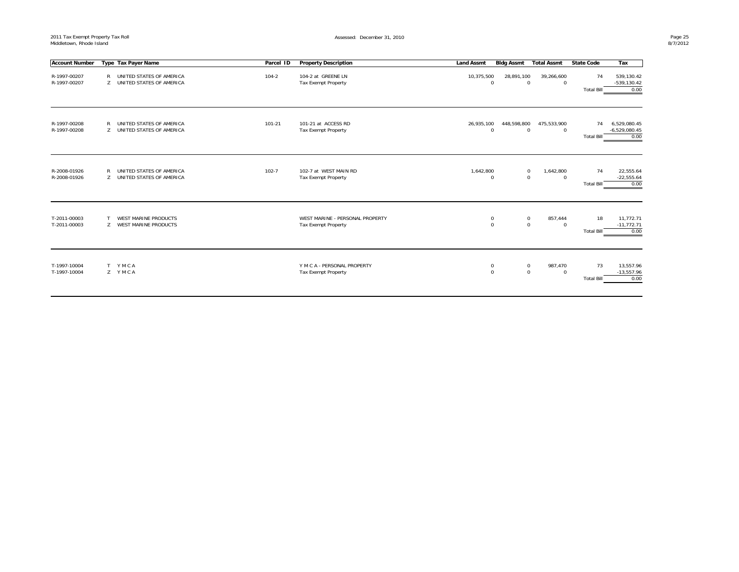| Account Number | Type | Tax Payer Name | Parcel ID | Property Description | Land Assmt | Bldg Assmt | Total Assmt | State Code | Tax |
|---|---|---|---|---|---|---|---|---|---|
| R-1997-00207 | R | UNITED STATES OF AMERICA | 104-2 | 104-2 at GREENE LN | 10,375,500 | 28,891,100 | 39,266,600 | 74 | 539,130.42 |
| R-1997-00207 | Z | UNITED STATES OF AMERICA | | Tax Exempt Property | 0 | 0 | 0 | | -539,130.42 |
| | | | | | | | | Total Bill | 0.00 |
| R-1997-00208 | R | UNITED STATES OF AMERICA | 101-21 | 101-21 at ACCESS RD | 26,935,100 | 448,598,800 | 475,533,900 | 74 | 6,529,080.45 |
| R-1997-00208 | Z | UNITED STATES OF AMERICA | | Tax Exempt Property | 0 | 0 | 0 | | -6,529,080.45 |
| | | | | | | | | Total Bill | 0.00 |
| R-2008-01926 | R | UNITED STATES OF AMERICA | 102-7 | 102-7 at WEST MAIN RD | 1,642,800 | 0 | 1,642,800 | 74 | 22,555.64 |
| R-2008-01926 | Z | UNITED STATES OF AMERICA | | Tax Exempt Property | 0 | 0 | 0 | | -22,555.64 |
| | | | | | | | | Total Bill | 0.00 |
| T-2011-00003 | T | WEST MARINE PRODUCTS | | WEST MARINE - PERSONAL PROPERTY | 0 | 0 | 857,444 | 18 | 11,772.71 |
| T-2011-00003 | Z | WEST MARINE PRODUCTS | | Tax Exempt Property | 0 | 0 | 0 | | -11,772.71 |
| | | | | | | | | Total Bill | 0.00 |
| T-1997-10004 | T | Y M C A | | Y M C A - PERSONAL PROPERTY | 0 | 0 | 987,470 | 73 | 13,557.96 |
| T-1997-10004 | Z | Y M C A | | Tax Exempt Property | 0 | 0 | 0 | | -13,557.96 |
| | | | | | | | | Total Bill | 0.00 |